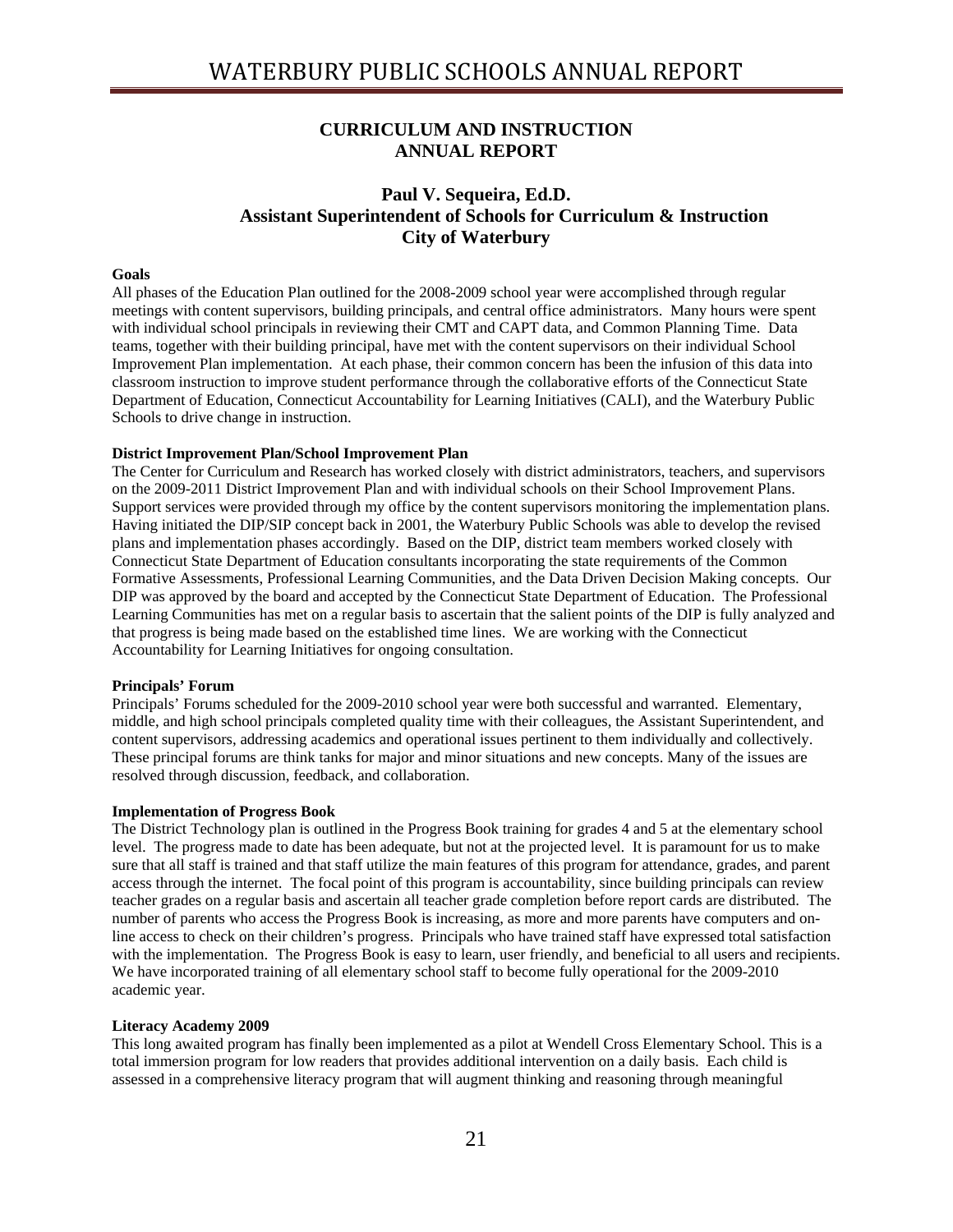# CURRICULUM AND INSTRUCTION ANNUAL REPORT

## Paul V. Sequeira, Ed.D.
## Assistant Superintendent of Schools for Curriculum & Instruction
## City of Waterbury

**Goals**

All phases of the Education Plan outlined for the 2008-2009 school year were accomplished through regular meetings with content supervisors, building principals, and central office administrators. Many hours were spent with individual school principals in reviewing their CMT and CAPT data, and Common Planning Time. Data teams, together with their building principal, have met with the content supervisors on their individual School Improvement Plan implementation. At each phase, their common concern has been the infusion of this data into classroom instruction to improve student performance through the collaborative efforts of the Connecticut State Department of Education, Connecticut Accountability for Learning Initiatives (CALI), and the Waterbury Public Schools to drive change in instruction.

**District Improvement Plan/School Improvement Plan**

The Center for Curriculum and Research has worked closely with district administrators, teachers, and supervisors on the 2009-2011 District Improvement Plan and with individual schools on their School Improvement Plans. Support services were provided through my office by the content supervisors monitoring the implementation plans. Having initiated the DIP/SIP concept back in 2001, the Waterbury Public Schools was able to develop the revised plans and implementation phases accordingly. Based on the DIP, district team members worked closely with Connecticut State Department of Education consultants incorporating the state requirements of the Common Formative Assessments, Professional Learning Communities, and the Data Driven Decision Making concepts. Our DIP was approved by the board and accepted by the Connecticut State Department of Education. The Professional Learning Communities has met on a regular basis to ascertain that the salient points of the DIP is fully analyzed and that progress is being made based on the established time lines. We are working with the Connecticut Accountability for Learning Initiatives for ongoing consultation.

**Principals' Forum**

Principals' Forums scheduled for the 2009-2010 school year were both successful and warranted. Elementary, middle, and high school principals completed quality time with their colleagues, the Assistant Superintendent, and content supervisors, addressing academics and operational issues pertinent to them individually and collectively. These principal forums are think tanks for major and minor situations and new concepts. Many of the issues are resolved through discussion, feedback, and collaboration.

**Implementation of Progress Book**

The District Technology plan is outlined in the Progress Book training for grades 4 and 5 at the elementary school level. The progress made to date has been adequate, but not at the projected level. It is paramount for us to make sure that all staff is trained and that staff utilize the main features of this program for attendance, grades, and parent access through the internet. The focal point of this program is accountability, since building principals can review teacher grades on a regular basis and ascertain all teacher grade completion before report cards are distributed. The number of parents who access the Progress Book is increasing, as more and more parents have computers and on-line access to check on their children's progress. Principals who have trained staff have expressed total satisfaction with the implementation. The Progress Book is easy to learn, user friendly, and beneficial to all users and recipients. We have incorporated training of all elementary school staff to become fully operational for the 2009-2010 academic year.

**Literacy Academy 2009**

This long awaited program has finally been implemented as a pilot at Wendell Cross Elementary School. This is a total immersion program for low readers that provides additional intervention on a daily basis. Each child is assessed in a comprehensive literacy program that will augment thinking and reasoning through meaningful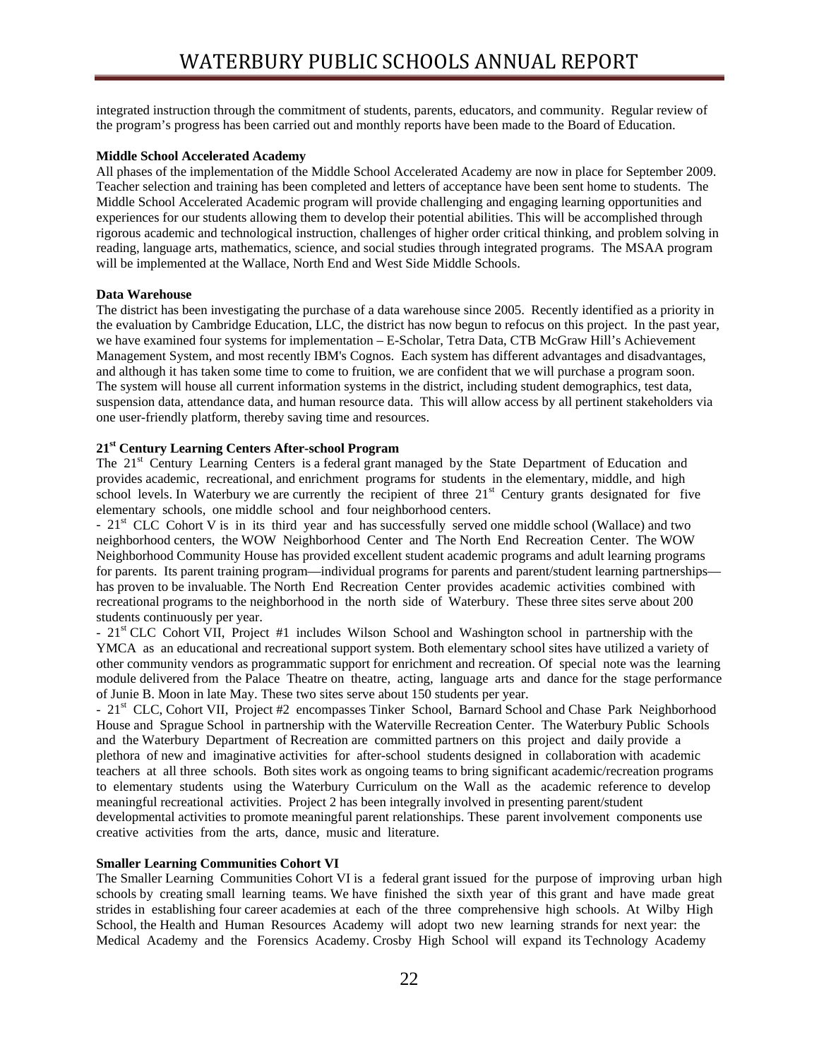integrated instruction through the commitment of students, parents, educators, and community. Regular review of the program's progress has been carried out and monthly reports have been made to the Board of Education.

**Middle School Accelerated Academy**

All phases of the implementation of the Middle School Accelerated Academy are now in place for September 2009. Teacher selection and training has been completed and letters of acceptance have been sent home to students. The Middle School Accelerated Academic program will provide challenging and engaging learning opportunities and experiences for our students allowing them to develop their potential abilities. This will be accomplished through rigorous academic and technological instruction, challenges of higher order critical thinking, and problem solving in reading, language arts, mathematics, science, and social studies through integrated programs. The MSAA program will be implemented at the Wallace, North End and West Side Middle Schools.

**Data Warehouse**

The district has been investigating the purchase of a data warehouse since 2005. Recently identified as a priority in the evaluation by Cambridge Education, LLC, the district has now begun to refocus on this project. In the past year, we have examined four systems for implementation – E-Scholar, Tetra Data, CTB McGraw Hill's Achievement Management System, and most recently IBM's Cognos. Each system has different advantages and disadvantages, and although it has taken some time to come to fruition, we are confident that we will purchase a program soon. The system will house all current information systems in the district, including student demographics, test data, suspension data, attendance data, and human resource data. This will allow access by all pertinent stakeholders via one user-friendly platform, thereby saving time and resources.

**21st Century Learning Centers After-school Program**

The 21st Century Learning Centers is a federal grant managed by the State Department of Education and provides academic, recreational, and enrichment programs for students in the elementary, middle, and high school levels. In Waterbury we are currently the recipient of three 21st Century grants designated for five elementary schools, one middle school and four neighborhood centers.

- 21st CLC Cohort V is in its third year and has successfully served one middle school (Wallace) and two neighborhood centers, the WOW Neighborhood Center and The North End Recreation Center. The WOW Neighborhood Community House has provided excellent student academic programs and adult learning programs for parents. Its parent training program—individual programs for parents and parent/student learning partnerships—has proven to be invaluable. The North End Recreation Center provides academic activities combined with recreational programs to the neighborhood in the north side of Waterbury. These three sites serve about 200 students continuously per year.
- 21st CLC Cohort VII, Project #1 includes Wilson School and Washington school in partnership with the YMCA as an educational and recreational support system. Both elementary school sites have utilized a variety of other community vendors as programmatic support for enrichment and recreation. Of special note was the learning module delivered from the Palace Theatre on theatre, acting, language arts and dance for the stage performance of Junie B. Moon in late May. These two sites serve about 150 students per year.
- 21st CLC, Cohort VII, Project #2 encompasses Tinker School, Barnard School and Chase Park Neighborhood House and Sprague School in partnership with the Waterville Recreation Center. The Waterbury Public Schools and the Waterbury Department of Recreation are committed partners on this project and daily provide a plethora of new and imaginative activities for after-school students designed in collaboration with academic teachers at all three schools. Both sites work as ongoing teams to bring significant academic/recreation programs to elementary students using the Waterbury Curriculum on the Wall as the academic reference to develop meaningful recreational activities. Project 2 has been integrally involved in presenting parent/student developmental activities to promote meaningful parent relationships. These parent involvement components use creative activities from the arts, dance, music and literature.

**Smaller Learning Communities Cohort VI**

The Smaller Learning Communities Cohort VI is a federal grant issued for the purpose of improving urban high schools by creating small learning teams. We have finished the sixth year of this grant and have made great strides in establishing four career academies at each of the three comprehensive high schools. At Wilby High School, the Health and Human Resources Academy will adopt two new learning strands for next year: the Medical Academy and the Forensics Academy. Crosby High School will expand its Technology Academy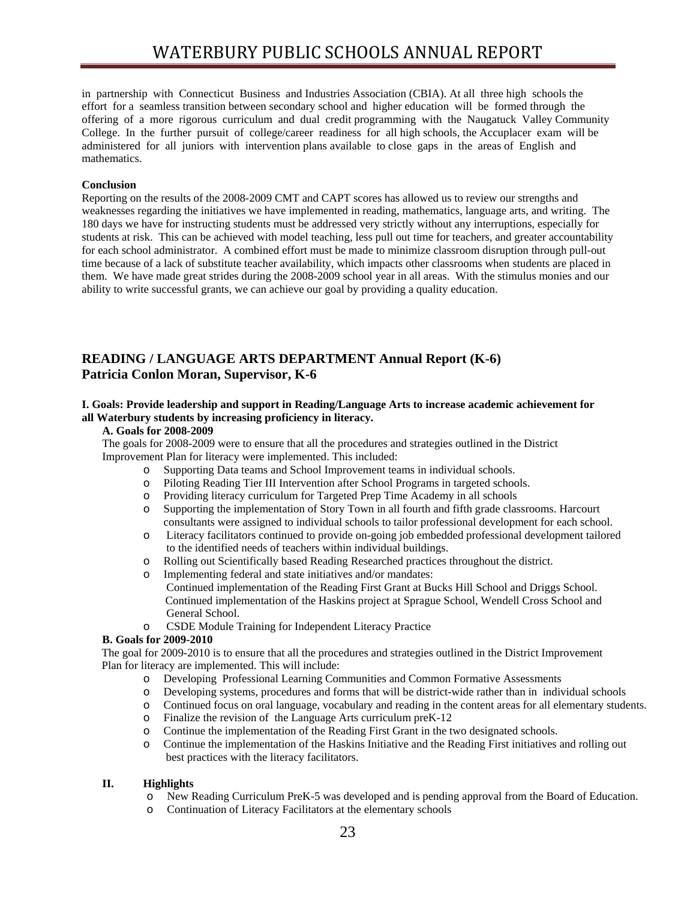in partnership with Connecticut Business and Industries Association (CBIA). At all three high schools the effort for a seamless transition between secondary school and higher education will be formed through the offering of a more rigorous curriculum and dual credit programming with the Naugatuck Valley Community College. In the further pursuit of college/career readiness for all high schools, the Accuplacer exam will be administered for all juniors with intervention plans available to close gaps in the areas of English and mathematics.

**Conclusion**

Reporting on the results of the 2008-2009 CMT and CAPT scores has allowed us to review our strengths and weaknesses regarding the initiatives we have implemented in reading, mathematics, language arts, and writing. The 180 days we have for instructing students must be addressed very strictly without any interruptions, especially for students at risk. This can be achieved with model teaching, less pull out time for teachers, and greater accountability for each school administrator. A combined effort must be made to minimize classroom disruption through pull-out time because of a lack of substitute teacher availability, which impacts other classrooms when students are placed in them. We have made great strides during the 2008-2009 school year in all areas. With the stimulus monies and our ability to write successful grants, we can achieve our goal by providing a quality education.

## READING / LANGUAGE ARTS DEPARTMENT Annual Report (K-6)
## Patricia Conlon Moran, Supervisor, K-6

**I. Goals: Provide leadership and support in Reading/Language Arts to increase academic achievement for all Waterbury students by increasing proficiency in literacy.**

**A. Goals for 2008-2009**

The goals for 2008-2009 were to ensure that all the procedures and strategies outlined in the District Improvement Plan for literacy were implemented. This included:

- Supporting Data teams and School Improvement teams in individual schools.
- Piloting Reading Tier III Intervention after School Programs in targeted schools.
- Providing literacy curriculum for Targeted Prep Time Academy in all schools
- Supporting the implementation of Story Town in all fourth and fifth grade classrooms. Harcourt consultants were assigned to individual schools to tailor professional development for each school.
- Literacy facilitators continued to provide on-going job embedded professional development tailored to the identified needs of teachers within individual buildings.
- Rolling out Scientifically based Reading Researched practices throughout the district.
- Implementing federal and state initiatives and/or mandates:
  Continued implementation of the Reading First Grant at Bucks Hill School and Driggs School.
  Continued implementation of the Haskins project at Sprague School, Wendell Cross School and General School.
- CSDE Module Training for Independent Literacy Practice

**B. Goals for 2009-2010**

The goal for 2009-2010 is to ensure that all the procedures and strategies outlined in the District Improvement Plan for literacy are implemented. This will include:

- Developing Professional Learning Communities and Common Formative Assessments
- Developing systems, procedures and forms that will be district-wide rather than in individual schools
- Continued focus on oral language, vocabulary and reading in the content areas for all elementary students.
- Finalize the revision of the Language Arts curriculum preK-12
- Continue the implementation of the Reading First Grant in the two designated schools.
- Continue the implementation of the Haskins Initiative and the Reading First initiatives and rolling out best practices with the literacy facilitators.

**II. Highlights**

- New Reading Curriculum PreK-5 was developed and is pending approval from the Board of Education.
- Continuation of Literacy Facilitators at the elementary schools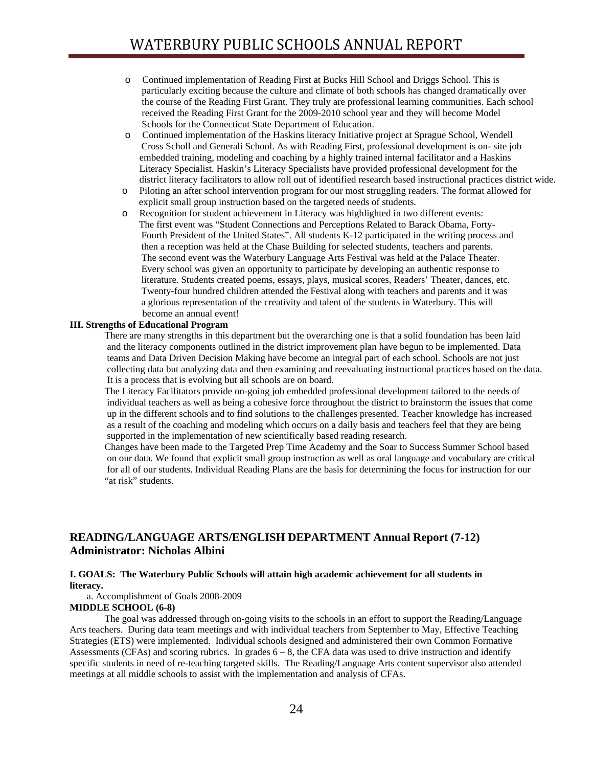- Continued implementation of Reading First at Bucks Hill School and Driggs School. This is particularly exciting because the culture and climate of both schools has changed dramatically over the course of the Reading First Grant. They truly are professional learning communities. Each school received the Reading First Grant for the 2009-2010 school year and they will become Model Schools for the Connecticut State Department of Education.
- Continued implementation of the Haskins literacy Initiative project at Sprague School, Wendell Cross Scholl and Generali School. As with Reading First, professional development is on- site job embedded training, modeling and coaching by a highly trained internal facilitator and a Haskins Literacy Specialist. Haskin's Literacy Specialists have provided professional development for the district literacy facilitators to allow roll out of identified research based instructional practices district wide.
- Piloting an after school intervention program for our most struggling readers. The format allowed for explicit small group instruction based on the targeted needs of students.
- Recognition for student achievement in Literacy was highlighted in two different events: The first event was "Student Connections and Perceptions Related to Barack Obama, Forty-Fourth President of the United States". All students K-12 participated in the writing process and then a reception was held at the Chase Building for selected students, teachers and parents. The second event was the Waterbury Language Arts Festival was held at the Palace Theater. Every school was given an opportunity to participate by developing an authentic response to literature. Students created poems, essays, plays, musical scores, Readers' Theater, dances, etc. Twenty-four hundred children attended the Festival along with teachers and parents and it was a glorious representation of the creativity and talent of the students in Waterbury. This will become an annual event!

**III. Strengths of Educational Program**

There are many strengths in this department but the overarching one is that a solid foundation has been laid and the literacy components outlined in the district improvement plan have begun to be implemented. Data teams and Data Driven Decision Making have become an integral part of each school. Schools are not just collecting data but analyzing data and then examining and reevaluating instructional practices based on the data. It is a process that is evolving but all schools are on board.

The Literacy Facilitators provide on-going job embedded professional development tailored to the needs of individual teachers as well as being a cohesive force throughout the district to brainstorm the issues that come up in the different schools and to find solutions to the challenges presented. Teacher knowledge has increased as a result of the coaching and modeling which occurs on a daily basis and teachers feel that they are being supported in the implementation of new scientifically based reading research.

Changes have been made to the Targeted Prep Time Academy and the Soar to Success Summer School based on our data. We found that explicit small group instruction as well as oral language and vocabulary are critical for all of our students. Individual Reading Plans are the basis for determining the focus for instruction for our "at risk" students.

## READING/LANGUAGE ARTS/ENGLISH DEPARTMENT Annual Report (7-12)
## Administrator: Nicholas Albini

**I. GOALS: The Waterbury Public Schools will attain high academic achievement for all students in literacy.**

a. Accomplishment of Goals 2008-2009

**MIDDLE SCHOOL (6-8)**

The goal was addressed through on-going visits to the schools in an effort to support the Reading/Language Arts teachers. During data team meetings and with individual teachers from September to May, Effective Teaching Strategies (ETS) were implemented. Individual schools designed and administered their own Common Formative Assessments (CFAs) and scoring rubrics. In grades 6 – 8, the CFA data was used to drive instruction and identify specific students in need of re-teaching targeted skills. The Reading/Language Arts content supervisor also attended meetings at all middle schools to assist with the implementation and analysis of CFAs.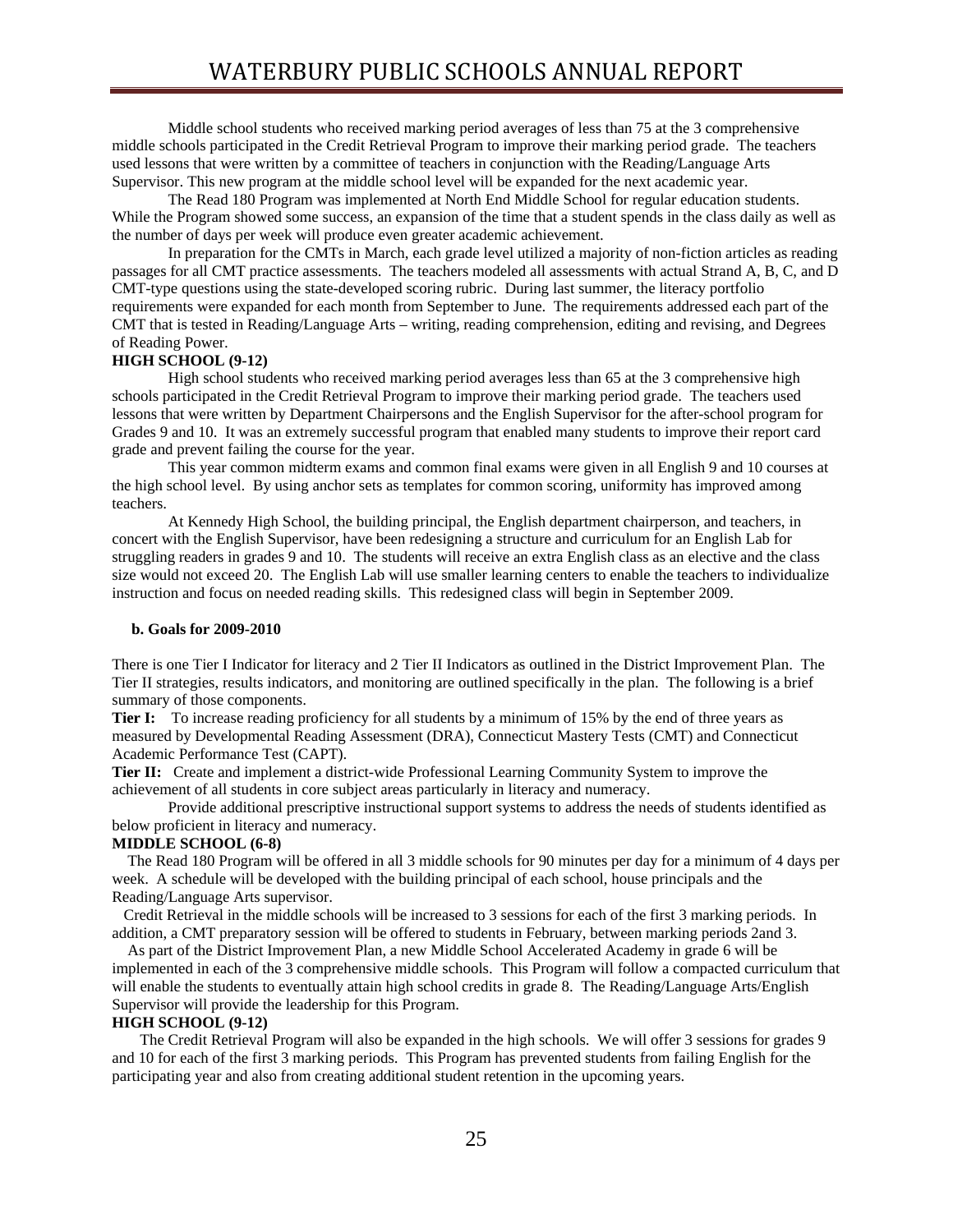Middle school students who received marking period averages of less than 75 at the 3 comprehensive middle schools participated in the Credit Retrieval Program to improve their marking period grade. The teachers used lessons that were written by a committee of teachers in conjunction with the Reading/Language Arts Supervisor. This new program at the middle school level will be expanded for the next academic year.

The Read 180 Program was implemented at North End Middle School for regular education students. While the Program showed some success, an expansion of the time that a student spends in the class daily as well as the number of days per week will produce even greater academic achievement.

In preparation for the CMTs in March, each grade level utilized a majority of non-fiction articles as reading passages for all CMT practice assessments. The teachers modeled all assessments with actual Strand A, B, C, and D CMT-type questions using the state-developed scoring rubric. During last summer, the literacy portfolio requirements were expanded for each month from September to June. The requirements addressed each part of the CMT that is tested in Reading/Language Arts – writing, reading comprehension, editing and revising, and Degrees of Reading Power.

**HIGH SCHOOL (9-12)**

High school students who received marking period averages less than 65 at the 3 comprehensive high schools participated in the Credit Retrieval Program to improve their marking period grade. The teachers used lessons that were written by Department Chairpersons and the English Supervisor for the after-school program for Grades 9 and 10. It was an extremely successful program that enabled many students to improve their report card grade and prevent failing the course for the year.

This year common midterm exams and common final exams were given in all English 9 and 10 courses at the high school level. By using anchor sets as templates for common scoring, uniformity has improved among teachers.

At Kennedy High School, the building principal, the English department chairperson, and teachers, in concert with the English Supervisor, have been redesigning a structure and curriculum for an English Lab for struggling readers in grades 9 and 10. The students will receive an extra English class as an elective and the class size would not exceed 20. The English Lab will use smaller learning centers to enable the teachers to individualize instruction and focus on needed reading skills. This redesigned class will begin in September 2009.

**b. Goals for 2009-2010**

There is one Tier I Indicator for literacy and 2 Tier II Indicators as outlined in the District Improvement Plan. The Tier II strategies, results indicators, and monitoring are outlined specifically in the plan. The following is a brief summary of those components.

**Tier I:** To increase reading proficiency for all students by a minimum of 15% by the end of three years as measured by Developmental Reading Assessment (DRA), Connecticut Mastery Tests (CMT) and Connecticut Academic Performance Test (CAPT).

**Tier II:** Create and implement a district-wide Professional Learning Community System to improve the achievement of all students in core subject areas particularly in literacy and numeracy.

Provide additional prescriptive instructional support systems to address the needs of students identified as below proficient in literacy and numeracy.

**MIDDLE SCHOOL (6-8)**

The Read 180 Program will be offered in all 3 middle schools for 90 minutes per day for a minimum of 4 days per week. A schedule will be developed with the building principal of each school, house principals and the Reading/Language Arts supervisor.

Credit Retrieval in the middle schools will be increased to 3 sessions for each of the first 3 marking periods. In addition, a CMT preparatory session will be offered to students in February, between marking periods 2and 3.

As part of the District Improvement Plan, a new Middle School Accelerated Academy in grade 6 will be implemented in each of the 3 comprehensive middle schools. This Program will follow a compacted curriculum that will enable the students to eventually attain high school credits in grade 8. The Reading/Language Arts/English Supervisor will provide the leadership for this Program.

**HIGH SCHOOL (9-12)**

The Credit Retrieval Program will also be expanded in the high schools. We will offer 3 sessions for grades 9 and 10 for each of the first 3 marking periods. This Program has prevented students from failing English for the participating year and also from creating additional student retention in the upcoming years.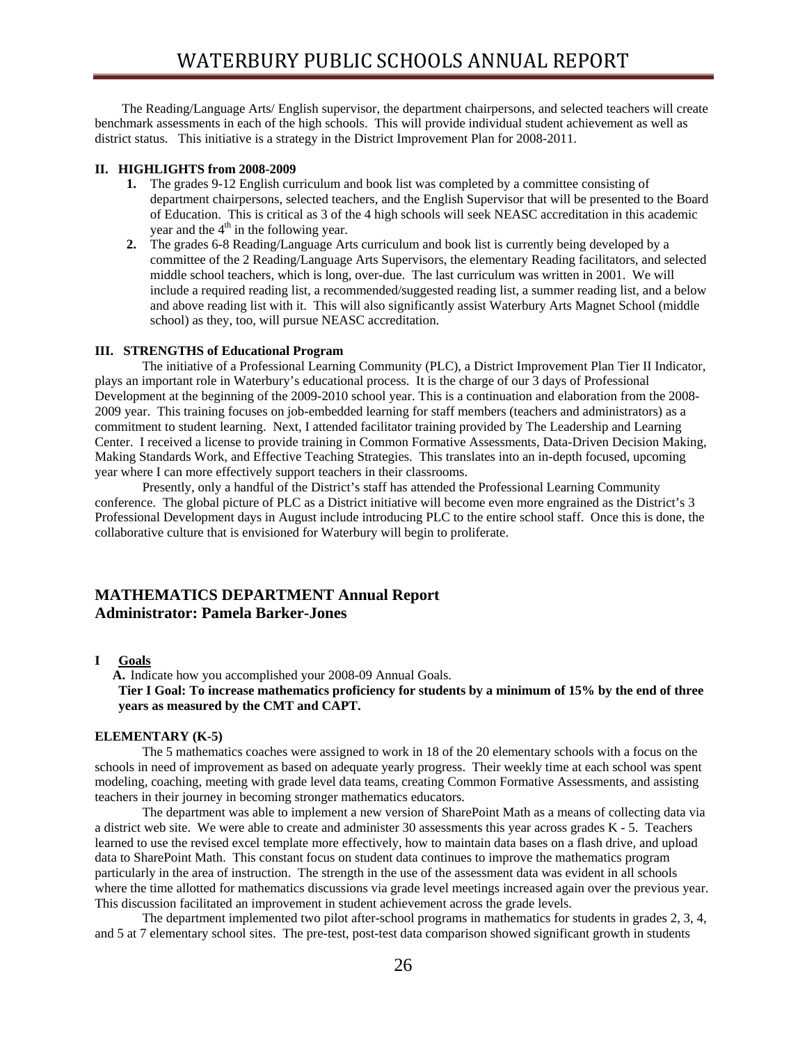The Reading/Language Arts/ English supervisor, the department chairpersons, and selected teachers will create benchmark assessments in each of the high schools. This will provide individual student achievement as well as district status. This initiative is a strategy in the District Improvement Plan for 2008-2011.

**II. HIGHLIGHTS from 2008-2009**

1. The grades 9-12 English curriculum and book list was completed by a committee consisting of department chairpersons, selected teachers, and the English Supervisor that will be presented to the Board of Education. This is critical as 3 of the 4 high schools will seek NEASC accreditation in this academic year and the 4th in the following year.
2. The grades 6-8 Reading/Language Arts curriculum and book list is currently being developed by a committee of the 2 Reading/Language Arts Supervisors, the elementary Reading facilitators, and selected middle school teachers, which is long, over-due. The last curriculum was written in 2001. We will include a required reading list, a recommended/suggested reading list, a summer reading list, and a below and above reading list with it. This will also significantly assist Waterbury Arts Magnet School (middle school) as they, too, will pursue NEASC accreditation.

**III. STRENGTHS of Educational Program**

The initiative of a Professional Learning Community (PLC), a District Improvement Plan Tier II Indicator, plays an important role in Waterbury's educational process. It is the charge of our 3 days of Professional Development at the beginning of the 2009-2010 school year. This is a continuation and elaboration from the 2008-2009 year. This training focuses on job-embedded learning for staff members (teachers and administrators) as a commitment to student learning. Next, I attended facilitator training provided by The Leadership and Learning Center. I received a license to provide training in Common Formative Assessments, Data-Driven Decision Making, Making Standards Work, and Effective Teaching Strategies. This translates into an in-depth focused, upcoming year where I can more effectively support teachers in their classrooms.

Presently, only a handful of the District's staff has attended the Professional Learning Community conference. The global picture of PLC as a District initiative will become even more engrained as the District's 3 Professional Development days in August include introducing PLC to the entire school staff. Once this is done, the collaborative culture that is envisioned for Waterbury will begin to proliferate.

## MATHEMATICS DEPARTMENT Annual Report
## Administrator: Pamela Barker-Jones

**I Goals**

**A.** Indicate how you accomplished your 2008-09 Annual Goals.

**Tier I Goal: To increase mathematics proficiency for students by a minimum of 15% by the end of three years as measured by the CMT and CAPT.**

**ELEMENTARY (K-5)**

The 5 mathematics coaches were assigned to work in 18 of the 20 elementary schools with a focus on the schools in need of improvement as based on adequate yearly progress. Their weekly time at each school was spent modeling, coaching, meeting with grade level data teams, creating Common Formative Assessments, and assisting teachers in their journey in becoming stronger mathematics educators.

The department was able to implement a new version of SharePoint Math as a means of collecting data via a district web site. We were able to create and administer 30 assessments this year across grades K - 5. Teachers learned to use the revised excel template more effectively, how to maintain data bases on a flash drive, and upload data to SharePoint Math. This constant focus on student data continues to improve the mathematics program particularly in the area of instruction. The strength in the use of the assessment data was evident in all schools where the time allotted for mathematics discussions via grade level meetings increased again over the previous year. This discussion facilitated an improvement in student achievement across the grade levels.

The department implemented two pilot after-school programs in mathematics for students in grades 2, 3, 4, and 5 at 7 elementary school sites. The pre-test, post-test data comparison showed significant growth in students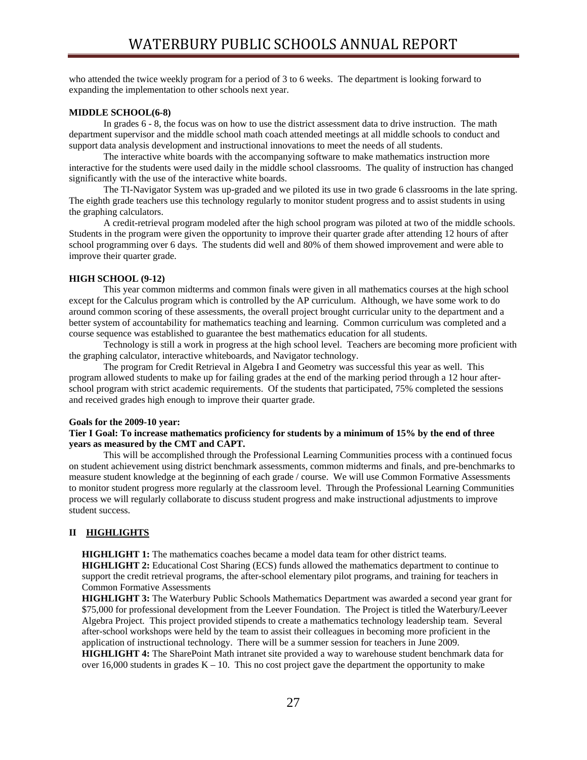who attended the twice weekly program for a period of 3 to 6 weeks. The department is looking forward to expanding the implementation to other schools next year.

**MIDDLE SCHOOL(6-8)**

In grades 6 - 8, the focus was on how to use the district assessment data to drive instruction. The math department supervisor and the middle school math coach attended meetings at all middle schools to conduct and support data analysis development and instructional innovations to meet the needs of all students.

The interactive white boards with the accompanying software to make mathematics instruction more interactive for the students were used daily in the middle school classrooms. The quality of instruction has changed significantly with the use of the interactive white boards.

The TI-Navigator System was up-graded and we piloted its use in two grade 6 classrooms in the late spring. The eighth grade teachers use this technology regularly to monitor student progress and to assist students in using the graphing calculators.

A credit-retrieval program modeled after the high school program was piloted at two of the middle schools. Students in the program were given the opportunity to improve their quarter grade after attending 12 hours of after school programming over 6 days. The students did well and 80% of them showed improvement and were able to improve their quarter grade.

**HIGH SCHOOL (9-12)**

This year common midterms and common finals were given in all mathematics courses at the high school except for the Calculus program which is controlled by the AP curriculum. Although, we have some work to do around common scoring of these assessments, the overall project brought curricular unity to the department and a better system of accountability for mathematics teaching and learning. Common curriculum was completed and a course sequence was established to guarantee the best mathematics education for all students.

Technology is still a work in progress at the high school level. Teachers are becoming more proficient with the graphing calculator, interactive whiteboards, and Navigator technology.

The program for Credit Retrieval in Algebra I and Geometry was successful this year as well. This program allowed students to make up for failing grades at the end of the marking period through a 12 hour after-school program with strict academic requirements. Of the students that participated, 75% completed the sessions and received grades high enough to improve their quarter grade.

**Goals for the 2009-10 year:**

**Tier I Goal: To increase mathematics proficiency for students by a minimum of 15% by the end of three years as measured by the CMT and CAPT.**

This will be accomplished through the Professional Learning Communities process with a continued focus on student achievement using district benchmark assessments, common midterms and finals, and pre-benchmarks to measure student knowledge at the beginning of each grade / course. We will use Common Formative Assessments to monitor student progress more regularly at the classroom level. Through the Professional Learning Communities process we will regularly collaborate to discuss student progress and make instructional adjustments to improve student success.

## II HIGHLIGHTS

**HIGHLIGHT 1:** The mathematics coaches became a model data team for other district teams.

**HIGHLIGHT 2:** Educational Cost Sharing (ECS) funds allowed the mathematics department to continue to support the credit retrieval programs, the after-school elementary pilot programs, and training for teachers in Common Formative Assessments

**HIGHLIGHT 3:** The Waterbury Public Schools Mathematics Department was awarded a second year grant for $75,000 for professional development from the Leever Foundation. The Project is titled the Waterbury/Leever Algebra Project. This project provided stipends to create a mathematics technology leadership team. Several after-school workshops were held by the team to assist their colleagues in becoming more proficient in the application of instructional technology. There will be a summer session for teachers in June 2009.

**HIGHLIGHT 4:** The SharePoint Math intranet site provided a way to warehouse student benchmark data for over 16,000 students in grades K – 10. This no cost project gave the department the opportunity to make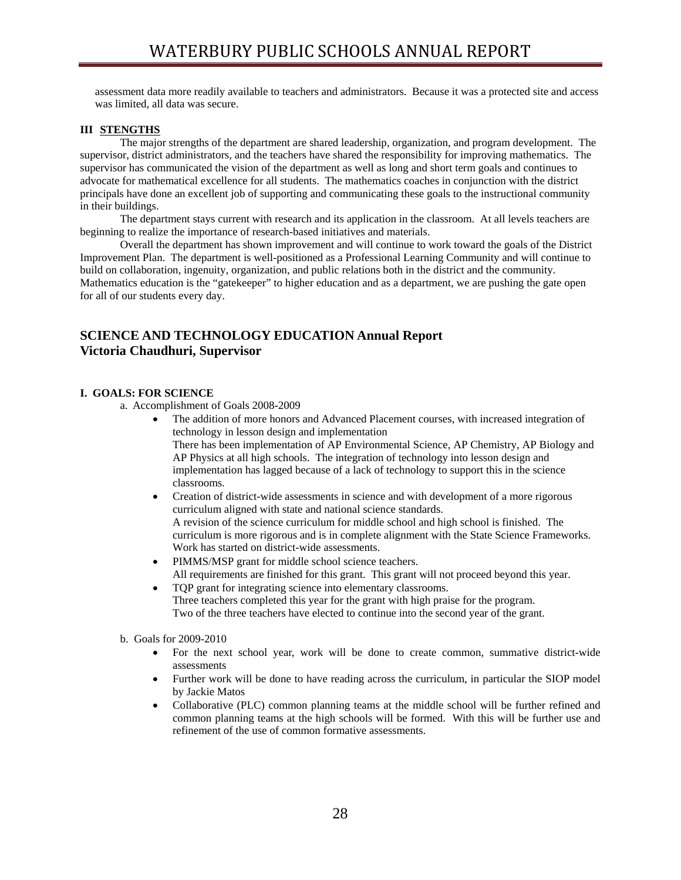assessment data more readily available to teachers and administrators. Because it was a protected site and access was limited, all data was secure.

**III STENGTHS**

The major strengths of the department are shared leadership, organization, and program development. The supervisor, district administrators, and the teachers have shared the responsibility for improving mathematics. The supervisor has communicated the vision of the department as well as long and short term goals and continues to advocate for mathematical excellence for all students. The mathematics coaches in conjunction with the district principals have done an excellent job of supporting and communicating these goals to the instructional community in their buildings.

The department stays current with research and its application in the classroom. At all levels teachers are beginning to realize the importance of research-based initiatives and materials.

Overall the department has shown improvement and will continue to work toward the goals of the District Improvement Plan. The department is well-positioned as a Professional Learning Community and will continue to build on collaboration, ingenuity, organization, and public relations both in the district and the community. Mathematics education is the "gatekeeper" to higher education and as a department, we are pushing the gate open for all of our students every day.

## SCIENCE AND TECHNOLOGY EDUCATION Annual Report
## Victoria Chaudhuri, Supervisor

**I. GOALS: FOR SCIENCE**

a. Accomplishment of Goals 2008-2009

- The addition of more honors and Advanced Placement courses, with increased integration of technology in lesson design and implementation
  There has been implementation of AP Environmental Science, AP Chemistry, AP Biology and AP Physics at all high schools. The integration of technology into lesson design and implementation has lagged because of a lack of technology to support this in the science classrooms.
- Creation of district-wide assessments in science and with development of a more rigorous curriculum aligned with state and national science standards.
  A revision of the science curriculum for middle school and high school is finished. The curriculum is more rigorous and is in complete alignment with the State Science Frameworks. Work has started on district-wide assessments.
- PIMMS/MSP grant for middle school science teachers.
  All requirements are finished for this grant. This grant will not proceed beyond this year.
- TQP grant for integrating science into elementary classrooms.
  Three teachers completed this year for the grant with high praise for the program.
  Two of the three teachers have elected to continue into the second year of the grant.

b. Goals for 2009-2010

- For the next school year, work will be done to create common, summative district-wide assessments
- Further work will be done to have reading across the curriculum, in particular the SIOP model by Jackie Matos
- Collaborative (PLC) common planning teams at the middle school will be further refined and common planning teams at the high schools will be formed. With this will be further use and refinement of the use of common formative assessments.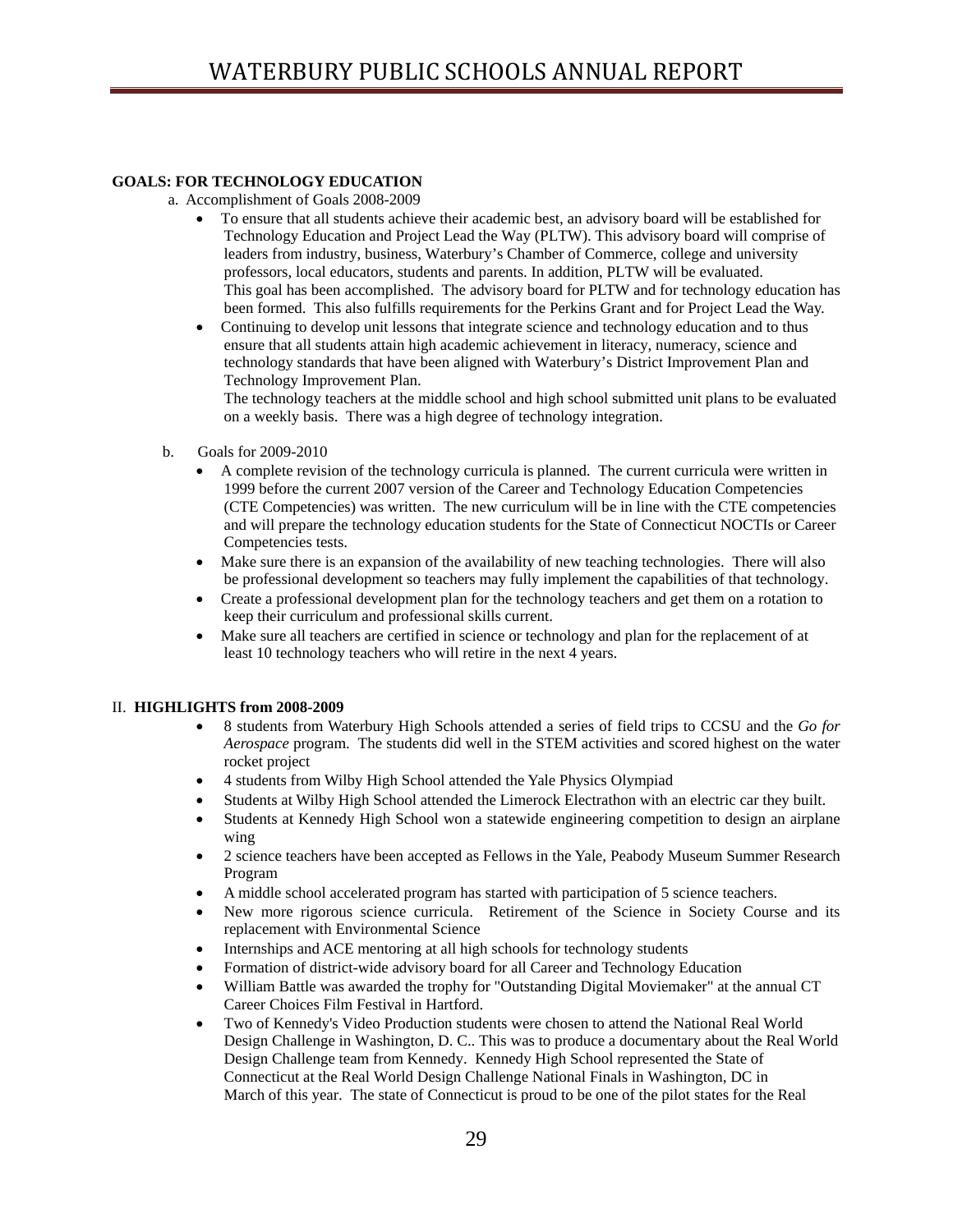**GOALS: FOR TECHNOLOGY EDUCATION**

a. Accomplishment of Goals 2008-2009

- To ensure that all students achieve their academic best, an advisory board will be established for Technology Education and Project Lead the Way (PLTW). This advisory board will comprise of leaders from industry, business, Waterbury's Chamber of Commerce, college and university professors, local educators, students and parents. In addition, PLTW will be evaluated.
  This goal has been accomplished. The advisory board for PLTW and for technology education has been formed. This also fulfills requirements for the Perkins Grant and for Project Lead the Way.
- Continuing to develop unit lessons that integrate science and technology education and to thus ensure that all students attain high academic achievement in literacy, numeracy, science and technology standards that have been aligned with Waterbury's District Improvement Plan and Technology Improvement Plan.
  The technology teachers at the middle school and high school submitted unit plans to be evaluated on a weekly basis. There was a high degree of technology integration.

b. Goals for 2009-2010

- A complete revision of the technology curricula is planned. The current curricula were written in 1999 before the current 2007 version of the Career and Technology Education Competencies (CTE Competencies) was written. The new curriculum will be in line with the CTE competencies and will prepare the technology education students for the State of Connecticut NOCTIs or Career Competencies tests.
- Make sure there is an expansion of the availability of new teaching technologies. There will also be professional development so teachers may fully implement the capabilities of that technology.
- Create a professional development plan for the technology teachers and get them on a rotation to keep their curriculum and professional skills current.
- Make sure all teachers are certified in science or technology and plan for the replacement of at least 10 technology teachers who will retire in the next 4 years.

II. **HIGHLIGHTS from 2008-2009**

- 8 students from Waterbury High Schools attended a series of field trips to CCSU and the *Go for Aerospace* program. The students did well in the STEM activities and scored highest on the water rocket project
- 4 students from Wilby High School attended the Yale Physics Olympiad
- Students at Wilby High School attended the Limerock Electrathon with an electric car they built.
- Students at Kennedy High School won a statewide engineering competition to design an airplane wing
- 2 science teachers have been accepted as Fellows in the Yale, Peabody Museum Summer Research Program
- A middle school accelerated program has started with participation of 5 science teachers.
- New more rigorous science curricula. Retirement of the Science in Society Course and its replacement with Environmental Science
- Internships and ACE mentoring at all high schools for technology students
- Formation of district-wide advisory board for all Career and Technology Education
- William Battle was awarded the trophy for "Outstanding Digital Moviemaker" at the annual CT Career Choices Film Festival in Hartford.
- Two of Kennedy's Video Production students were chosen to attend the National Real World Design Challenge in Washington, D. C.. This was to produce a documentary about the Real World Design Challenge team from Kennedy. Kennedy High School represented the State of Connecticut at the Real World Design Challenge National Finals in Washington, DC in March of this year. The state of Connecticut is proud to be one of the pilot states for the Real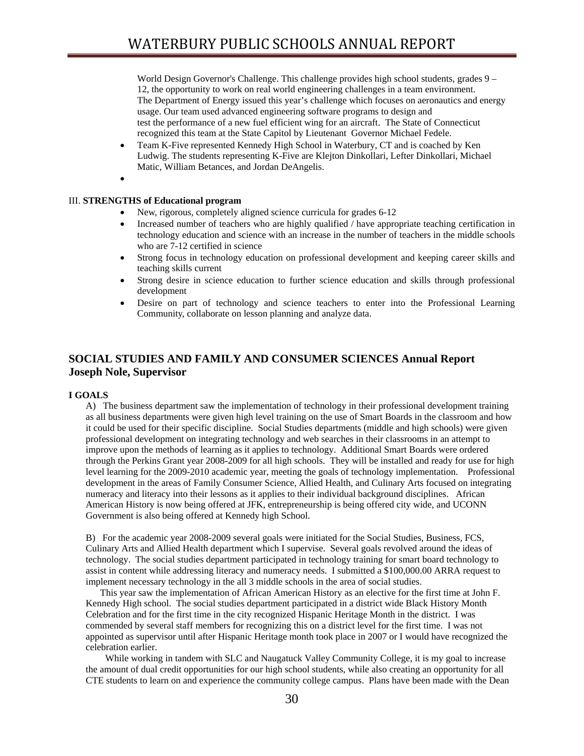World Design Governor's Challenge. This challenge provides high school students, grades 9 – 12, the opportunity to work on real world engineering challenges in a team environment. The Department of Energy issued this year's challenge which focuses on aeronautics and energy usage. Our team used advanced engineering software programs to design and test the performance of a new fuel efficient wing for an aircraft. The State of Connecticut recognized this team at the State Capitol by Lieutenant Governor Michael Fedele.

- Team K-Five represented Kennedy High School in Waterbury, CT and is coached by Ken Ludwig. The students representing K-Five are Klejton Dinkollari, Lefter Dinkollari, Michael Matic, William Betances, and Jordan DeAngelis.
- 

III. **STRENGTHS of Educational program**

- New, rigorous, completely aligned science curricula for grades 6-12
- Increased number of teachers who are highly qualified / have appropriate teaching certification in technology education and science with an increase in the number of teachers in the middle schools who are 7-12 certified in science
- Strong focus in technology education on professional development and keeping career skills and teaching skills current
- Strong desire in science education to further science education and skills through professional development
- Desire on part of technology and science teachers to enter into the Professional Learning Community, collaborate on lesson planning and analyze data.

## SOCIAL STUDIES AND FAMILY AND CONSUMER SCIENCES Annual Report Joseph Nole, Supervisor

**I GOALS**

A) The business department saw the implementation of technology in their professional development training as all business departments were given high level training on the use of Smart Boards in the classroom and how it could be used for their specific discipline. Social Studies departments (middle and high schools) were given professional development on integrating technology and web searches in their classrooms in an attempt to improve upon the methods of learning as it applies to technology. Additional Smart Boards were ordered through the Perkins Grant year 2008-2009 for all high schools. They will be installed and ready for use for high level learning for the 2009-2010 academic year, meeting the goals of technology implementation. Professional development in the areas of Family Consumer Science, Allied Health, and Culinary Arts focused on integrating numeracy and literacy into their lessons as it applies to their individual background disciplines. African American History is now being offered at JFK, entrepreneurship is being offered city wide, and UCONN Government is also being offered at Kennedy high School.

B) For the academic year 2008-2009 several goals were initiated for the Social Studies, Business, FCS, Culinary Arts and Allied Health department which I supervise. Several goals revolved around the ideas of technology. The social studies department participated in technology training for smart board technology to assist in content while addressing literacy and numeracy needs. I submitted a $100,000.00 ARRA request to implement necessary technology in the all 3 middle schools in the area of social studies.

This year saw the implementation of African American History as an elective for the first time at John F. Kennedy High school. The social studies department participated in a district wide Black History Month Celebration and for the first time in the city recognized Hispanic Heritage Month in the district. I was commended by several staff members for recognizing this on a district level for the first time. I was not appointed as supervisor until after Hispanic Heritage month took place in 2007 or I would have recognized the celebration earlier.

While working in tandem with SLC and Naugatuck Valley Community College, it is my goal to increase the amount of dual credit opportunities for our high school students, while also creating an opportunity for all CTE students to learn on and experience the community college campus. Plans have been made with the Dean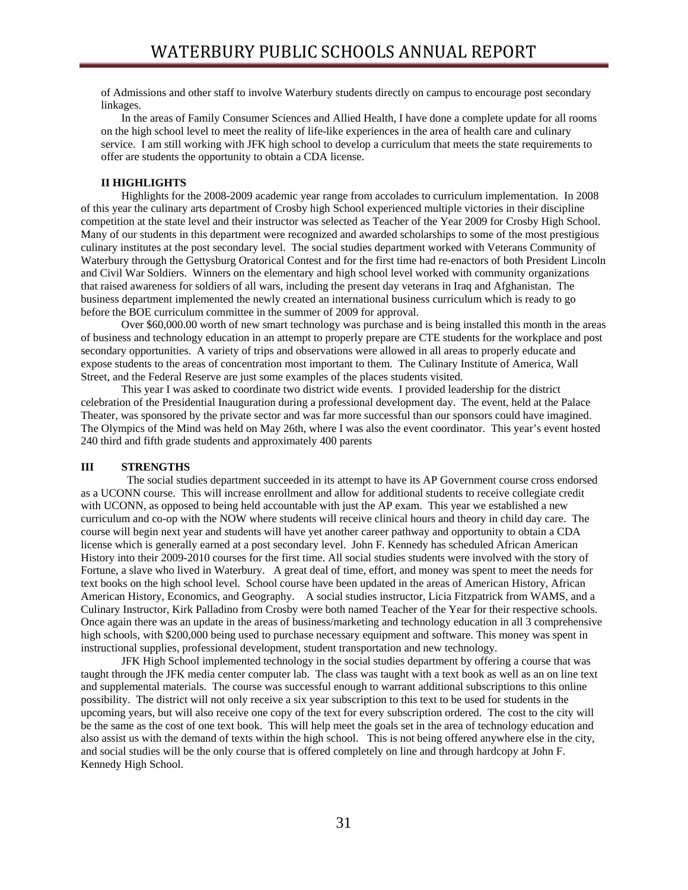of Admissions and other staff to involve Waterbury students directly on campus to encourage post secondary linkages.

In the areas of Family Consumer Sciences and Allied Health, I have done a complete update for all rooms on the high school level to meet the reality of life-like experiences in the area of health care and culinary service. I am still working with JFK high school to develop a curriculum that meets the state requirements to offer are students the opportunity to obtain a CDA license.

**II HIGHLIGHTS**

Highlights for the 2008-2009 academic year range from accolades to curriculum implementation. In 2008 of this year the culinary arts department of Crosby high School experienced multiple victories in their discipline competition at the state level and their instructor was selected as Teacher of the Year 2009 for Crosby High School. Many of our students in this department were recognized and awarded scholarships to some of the most prestigious culinary institutes at the post secondary level. The social studies department worked with Veterans Community of Waterbury through the Gettysburg Oratorical Contest and for the first time had re-enactors of both President Lincoln and Civil War Soldiers. Winners on the elementary and high school level worked with community organizations that raised awareness for soldiers of all wars, including the present day veterans in Iraq and Afghanistan. The business department implemented the newly created an international business curriculum which is ready to go before the BOE curriculum committee in the summer of 2009 for approval.

Over $60,000.00 worth of new smart technology was purchase and is being installed this month in the areas of business and technology education in an attempt to properly prepare are CTE students for the workplace and post secondary opportunities. A variety of trips and observations were allowed in all areas to properly educate and expose students to the areas of concentration most important to them. The Culinary Institute of America, Wall Street, and the Federal Reserve are just some examples of the places students visited.

This year I was asked to coordinate two district wide events. I provided leadership for the district celebration of the Presidential Inauguration during a professional development day. The event, held at the Palace Theater, was sponsored by the private sector and was far more successful than our sponsors could have imagined. The Olympics of the Mind was held on May 26th, where I was also the event coordinator. This year's event hosted 240 third and fifth grade students and approximately 400 parents

**III STRENGTHS**

The social studies department succeeded in its attempt to have its AP Government course cross endorsed as a UCONN course. This will increase enrollment and allow for additional students to receive collegiate credit with UCONN, as opposed to being held accountable with just the AP exam. This year we established a new curriculum and co-op with the NOW where students will receive clinical hours and theory in child day care. The course will begin next year and students will have yet another career pathway and opportunity to obtain a CDA license which is generally earned at a post secondary level. John F. Kennedy has scheduled African American History into their 2009-2010 courses for the first time. All social studies students were involved with the story of Fortune, a slave who lived in Waterbury. A great deal of time, effort, and money was spent to meet the needs for text books on the high school level. School course have been updated in the areas of American History, African American History, Economics, and Geography. A social studies instructor, Licia Fitzpatrick from WAMS, and a Culinary Instructor, Kirk Palladino from Crosby were both named Teacher of the Year for their respective schools. Once again there was an update in the areas of business/marketing and technology education in all 3 comprehensive high schools, with $200,000 being used to purchase necessary equipment and software. This money was spent in instructional supplies, professional development, student transportation and new technology.

JFK High School implemented technology in the social studies department by offering a course that was taught through the JFK media center computer lab. The class was taught with a text book as well as an on line text and supplemental materials. The course was successful enough to warrant additional subscriptions to this online possibility. The district will not only receive a six year subscription to this text to be used for students in the upcoming years, but will also receive one copy of the text for every subscription ordered. The cost to the city will be the same as the cost of one text book. This will help meet the goals set in the area of technology education and also assist us with the demand of texts within the high school. This is not being offered anywhere else in the city, and social studies will be the only course that is offered completely on line and through hardcopy at John F. Kennedy High School.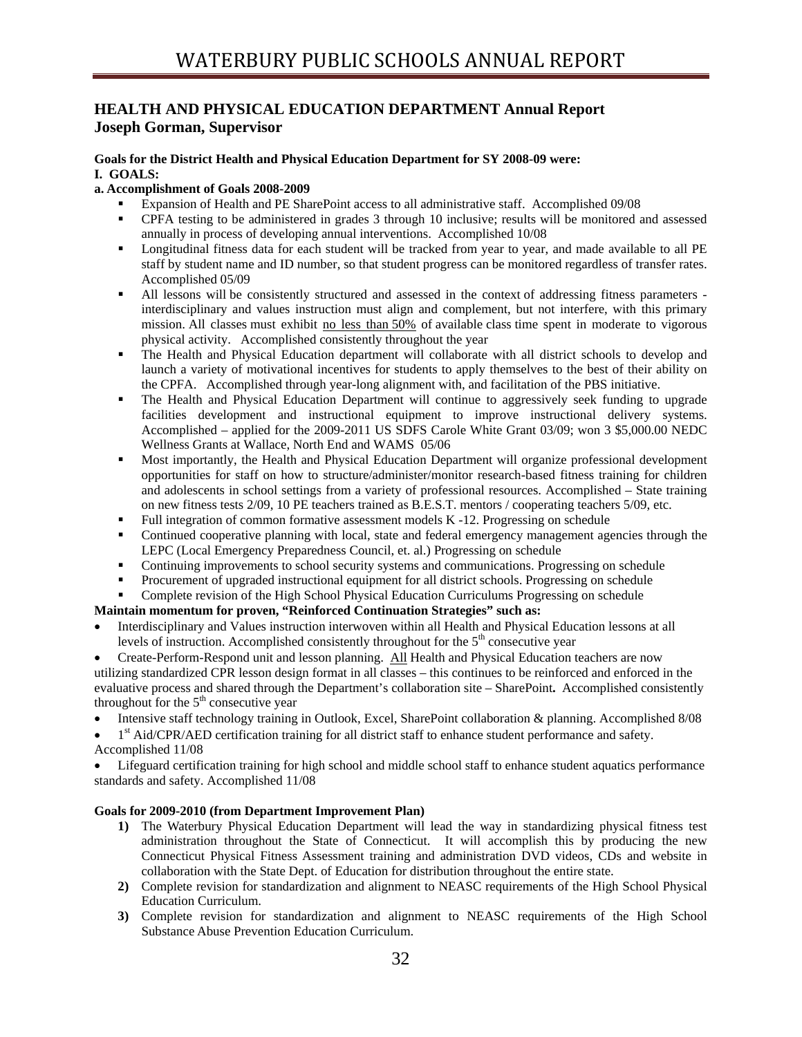## HEALTH AND PHYSICAL EDUCATION DEPARTMENT Annual Report
### Joseph Gorman, Supervisor

**Goals for the District Health and Physical Education Department for SY 2008-09 were:**

**I. GOALS:**

**a. Accomplishment of Goals 2008-2009**

- Expansion of Health and PE SharePoint access to all administrative staff. Accomplished 09/08
- CPFA testing to be administered in grades 3 through 10 inclusive; results will be monitored and assessed annually in process of developing annual interventions. Accomplished 10/08
- Longitudinal fitness data for each student will be tracked from year to year, and made available to all PE staff by student name and ID number, so that student progress can be monitored regardless of transfer rates. Accomplished 05/09
- All lessons will be consistently structured and assessed in the context of addressing fitness parameters - interdisciplinary and values instruction must align and complement, but not interfere, with this primary mission. All classes must exhibit no less than 50% of available class time spent in moderate to vigorous physical activity. Accomplished consistently throughout the year
- The Health and Physical Education department will collaborate with all district schools to develop and launch a variety of motivational incentives for students to apply themselves to the best of their ability on the CPFA. Accomplished through year-long alignment with, and facilitation of the PBS initiative.
- The Health and Physical Education Department will continue to aggressively seek funding to upgrade facilities development and instructional equipment to improve instructional delivery systems. Accomplished – applied for the 2009-2011 US SDFS Carole White Grant 03/09; won 3 $5,000.00 NEDC Wellness Grants at Wallace, North End and WAMS 05/06
- Most importantly, the Health and Physical Education Department will organize professional development opportunities for staff on how to structure/administer/monitor research-based fitness training for children and adolescents in school settings from a variety of professional resources. Accomplished – State training on new fitness tests 2/09, 10 PE teachers trained as B.E.S.T. mentors / cooperating teachers 5/09, etc.
- Full integration of common formative assessment models K -12. Progressing on schedule
- Continued cooperative planning with local, state and federal emergency management agencies through the LEPC (Local Emergency Preparedness Council, et. al.) Progressing on schedule
- Continuing improvements to school security systems and communications. Progressing on schedule
- Procurement of upgraded instructional equipment for all district schools. Progressing on schedule
- Complete revision of the High School Physical Education Curriculums Progressing on schedule

**Maintain momentum for proven, "Reinforced Continuation Strategies" such as:**

- Interdisciplinary and Values instruction interwoven within all Health and Physical Education lessons at all levels of instruction. Accomplished consistently throughout for the 5th consecutive year
- Create-Perform-Respond unit and lesson planning. All Health and Physical Education teachers are now utilizing standardized CPR lesson design format in all classes – this continues to be reinforced and enforced in the evaluative process and shared through the Department's collaboration site – SharePoint**.** Accomplished consistently throughout for the 5th consecutive year
- Intensive staff technology training in Outlook, Excel, SharePoint collaboration & planning. Accomplished 8/08
- 1st Aid/CPR/AED certification training for all district staff to enhance student performance and safety. Accomplished 11/08
- Lifeguard certification training for high school and middle school staff to enhance student aquatics performance standards and safety. Accomplished 11/08

**Goals for 2009-2010 (from Department Improvement Plan)**

1) The Waterbury Physical Education Department will lead the way in standardizing physical fitness test administration throughout the State of Connecticut. It will accomplish this by producing the new Connecticut Physical Fitness Assessment training and administration DVD videos, CDs and website in collaboration with the State Dept. of Education for distribution throughout the entire state.
2) Complete revision for standardization and alignment to NEASC requirements of the High School Physical Education Curriculum.
3) Complete revision for standardization and alignment to NEASC requirements of the High School Substance Abuse Prevention Education Curriculum.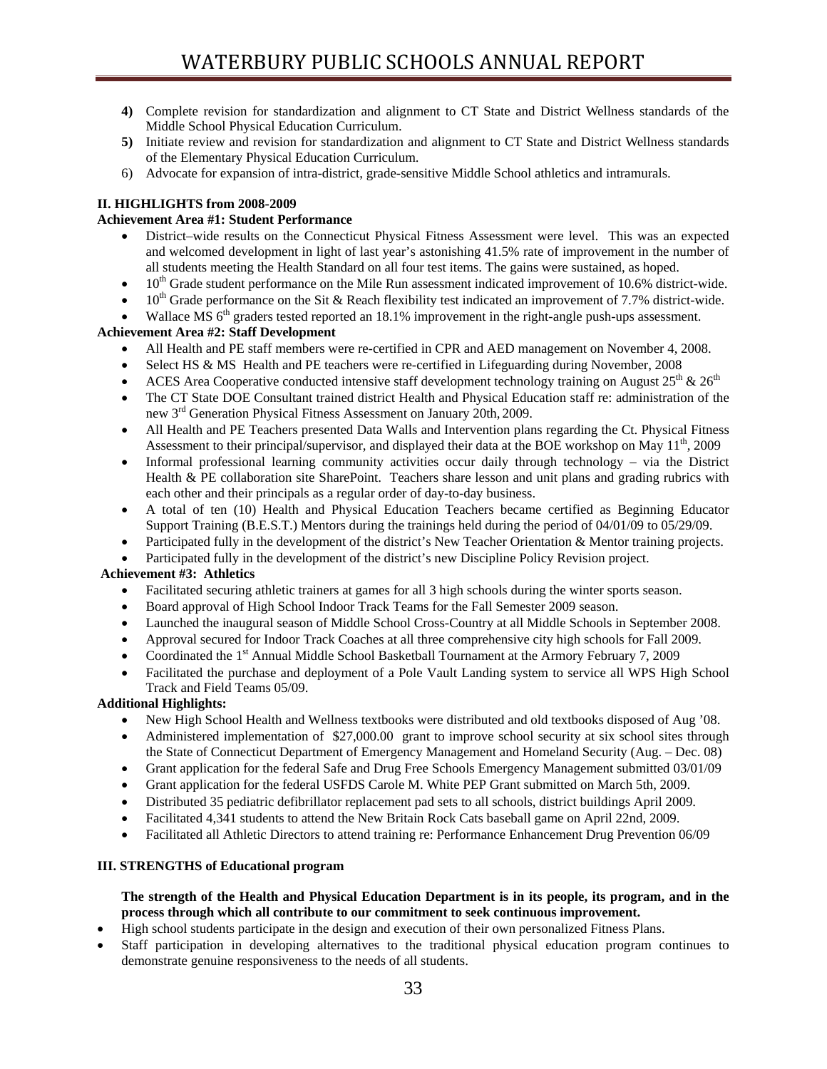**4)** Complete revision for standardization and alignment to CT State and District Wellness standards of the Middle School Physical Education Curriculum.

**5)** Initiate review and revision for standardization and alignment to CT State and District Wellness standards of the Elementary Physical Education Curriculum.

6) Advocate for expansion of intra-district, grade-sensitive Middle School athletics and intramurals.

**II. HIGHLIGHTS from 2008-2009**

**Achievement Area #1: Student Performance**

- District–wide results on the Connecticut Physical Fitness Assessment were level. This was an expected and welcomed development in light of last year's astonishing 41.5% rate of improvement in the number of all students meeting the Health Standard on all four test items. The gains were sustained, as hoped.
- 10th Grade student performance on the Mile Run assessment indicated improvement of 10.6% district-wide.
- 10th Grade performance on the Sit & Reach flexibility test indicated an improvement of 7.7% district-wide.
- Wallace MS 6th graders tested reported an 18.1% improvement in the right-angle push-ups assessment.

**Achievement Area #2: Staff Development**

- All Health and PE staff members were re-certified in CPR and AED management on November 4, 2008.
- Select HS & MS Health and PE teachers were re-certified in Lifeguarding during November, 2008
- ACES Area Cooperative conducted intensive staff development technology training on August 25th & 26th
- The CT State DOE Consultant trained district Health and Physical Education staff re: administration of the new 3rd Generation Physical Fitness Assessment on January 20th, 2009.
- All Health and PE Teachers presented Data Walls and Intervention plans regarding the Ct. Physical Fitness Assessment to their principal/supervisor, and displayed their data at the BOE workshop on May 11th, 2009
- Informal professional learning community activities occur daily through technology – via the District Health & PE collaboration site SharePoint. Teachers share lesson and unit plans and grading rubrics with each other and their principals as a regular order of day-to-day business.
- A total of ten (10) Health and Physical Education Teachers became certified as Beginning Educator Support Training (B.E.S.T.) Mentors during the trainings held during the period of 04/01/09 to 05/29/09.
- Participated fully in the development of the district's New Teacher Orientation & Mentor training projects.
- Participated fully in the development of the district's new Discipline Policy Revision project.

**Achievement #3: Athletics**

- Facilitated securing athletic trainers at games for all 3 high schools during the winter sports season.
- Board approval of High School Indoor Track Teams for the Fall Semester 2009 season.
- Launched the inaugural season of Middle School Cross-Country at all Middle Schools in September 2008.
- Approval secured for Indoor Track Coaches at all three comprehensive city high schools for Fall 2009.
- Coordinated the 1st Annual Middle School Basketball Tournament at the Armory February 7, 2009
- Facilitated the purchase and deployment of a Pole Vault Landing system to service all WPS High School Track and Field Teams 05/09.

**Additional Highlights:**

- New High School Health and Wellness textbooks were distributed and old textbooks disposed of Aug '08.
- Administered implementation of $27,000.00 grant to improve school security at six school sites through the State of Connecticut Department of Emergency Management and Homeland Security (Aug. – Dec. 08)
- Grant application for the federal Safe and Drug Free Schools Emergency Management submitted 03/01/09
- Grant application for the federal USFDS Carole M. White PEP Grant submitted on March 5th, 2009.
- Distributed 35 pediatric defibrillator replacement pad sets to all schools, district buildings April 2009.
- Facilitated 4,341 students to attend the New Britain Rock Cats baseball game on April 22nd, 2009.
- Facilitated all Athletic Directors to attend training re: Performance Enhancement Drug Prevention 06/09

**III. STRENGTHS of Educational program**

**The strength of the Health and Physical Education Department is in its people, its program, and in the process through which all contribute to our commitment to seek continuous improvement.**

- High school students participate in the design and execution of their own personalized Fitness Plans.
- Staff participation in developing alternatives to the traditional physical education program continues to demonstrate genuine responsiveness to the needs of all students.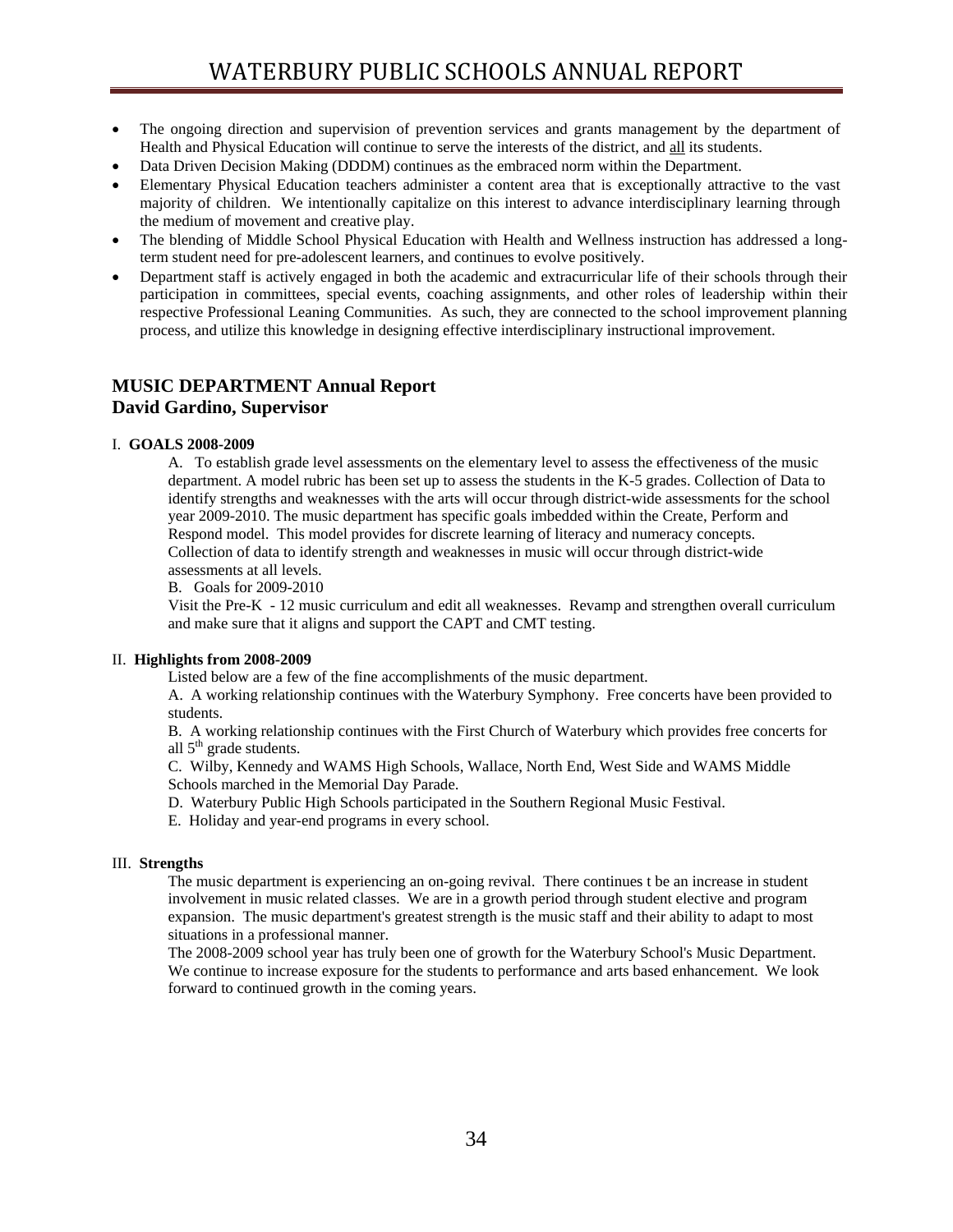- The ongoing direction and supervision of prevention services and grants management by the department of Health and Physical Education will continue to serve the interests of the district, and all its students.
- Data Driven Decision Making (DDDM) continues as the embraced norm within the Department.
- Elementary Physical Education teachers administer a content area that is exceptionally attractive to the vast majority of children. We intentionally capitalize on this interest to advance interdisciplinary learning through the medium of movement and creative play.
- The blending of Middle School Physical Education with Health and Wellness instruction has addressed a long-term student need for pre-adolescent learners, and continues to evolve positively.
- Department staff is actively engaged in both the academic and extracurricular life of their schools through their participation in committees, special events, coaching assignments, and other roles of leadership within their respective Professional Leaning Communities. As such, they are connected to the school improvement planning process, and utilize this knowledge in designing effective interdisciplinary instructional improvement.

## MUSIC DEPARTMENT Annual Report
## David Gardino, Supervisor

I. **GOALS 2008-2009**

A. To establish grade level assessments on the elementary level to assess the effectiveness of the music department. A model rubric has been set up to assess the students in the K-5 grades. Collection of Data to identify strengths and weaknesses with the arts will occur through district-wide assessments for the school year 2009-2010. The music department has specific goals imbedded within the Create, Perform and Respond model. This model provides for discrete learning of literacy and numeracy concepts. Collection of data to identify strength and weaknesses in music will occur through district-wide assessments at all levels.

B. Goals for 2009-2010

Visit the Pre-K - 12 music curriculum and edit all weaknesses. Revamp and strengthen overall curriculum and make sure that it aligns and support the CAPT and CMT testing.

II. **Highlights from 2008-2009**

Listed below are a few of the fine accomplishments of the music department.

A. A working relationship continues with the Waterbury Symphony. Free concerts have been provided to students.

B. A working relationship continues with the First Church of Waterbury which provides free concerts for all 5th grade students.

C. Wilby, Kennedy and WAMS High Schools, Wallace, North End, West Side and WAMS Middle Schools marched in the Memorial Day Parade.

D. Waterbury Public High Schools participated in the Southern Regional Music Festival.

E. Holiday and year-end programs in every school.

III. **Strengths**

The music department is experiencing an on-going revival. There continues t be an increase in student involvement in music related classes. We are in a growth period through student elective and program expansion. The music department's greatest strength is the music staff and their ability to adapt to most situations in a professional manner.

The 2008-2009 school year has truly been one of growth for the Waterbury School's Music Department. We continue to increase exposure for the students to performance and arts based enhancement. We look forward to continued growth in the coming years.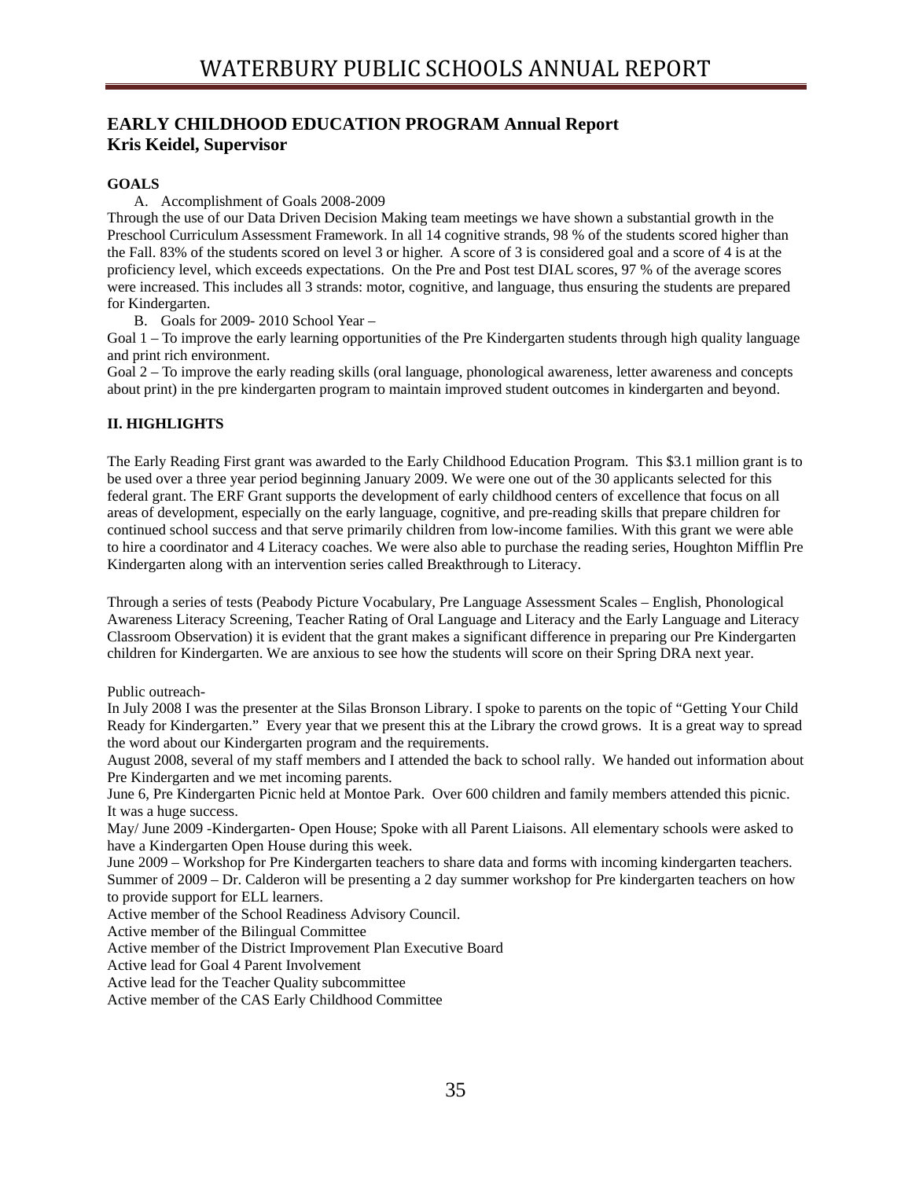## EARLY CHILDHOOD EDUCATION PROGRAM Annual Report
## Kris Keidel, Supervisor

**GOALS**

A. Accomplishment of Goals 2008-2009

Through the use of our Data Driven Decision Making team meetings we have shown a substantial growth in the Preschool Curriculum Assessment Framework. In all 14 cognitive strands, 98 % of the students scored higher than the Fall. 83% of the students scored on level 3 or higher. A score of 3 is considered goal and a score of 4 is at the proficiency level, which exceeds expectations. On the Pre and Post test DIAL scores, 97 % of the average scores were increased. This includes all 3 strands: motor, cognitive, and language, thus ensuring the students are prepared for Kindergarten.

B. Goals for 2009- 2010 School Year –

Goal 1 – To improve the early learning opportunities of the Pre Kindergarten students through high quality language and print rich environment.

Goal 2 – To improve the early reading skills (oral language, phonological awareness, letter awareness and concepts about print) in the pre kindergarten program to maintain improved student outcomes in kindergarten and beyond.

**II. HIGHLIGHTS**

The Early Reading First grant was awarded to the Early Childhood Education Program. This $3.1 million grant is to be used over a three year period beginning January 2009. We were one out of the 30 applicants selected for this federal grant. The ERF Grant supports the development of early childhood centers of excellence that focus on all areas of development, especially on the early language, cognitive, and pre-reading skills that prepare children for continued school success and that serve primarily children from low-income families. With this grant we were able to hire a coordinator and 4 Literacy coaches. We were also able to purchase the reading series, Houghton Mifflin Pre Kindergarten along with an intervention series called Breakthrough to Literacy.

Through a series of tests (Peabody Picture Vocabulary, Pre Language Assessment Scales – English, Phonological Awareness Literacy Screening, Teacher Rating of Oral Language and Literacy and the Early Language and Literacy Classroom Observation) it is evident that the grant makes a significant difference in preparing our Pre Kindergarten children for Kindergarten. We are anxious to see how the students will score on their Spring DRA next year.

Public outreach-

In July 2008 I was the presenter at the Silas Bronson Library. I spoke to parents on the topic of "Getting Your Child Ready for Kindergarten." Every year that we present this at the Library the crowd grows. It is a great way to spread the word about our Kindergarten program and the requirements.

August 2008, several of my staff members and I attended the back to school rally. We handed out information about Pre Kindergarten and we met incoming parents.

June 6, Pre Kindergarten Picnic held at Montoe Park. Over 600 children and family members attended this picnic. It was a huge success.

May/ June 2009 -Kindergarten- Open House; Spoke with all Parent Liaisons. All elementary schools were asked to have a Kindergarten Open House during this week.

June 2009 – Workshop for Pre Kindergarten teachers to share data and forms with incoming kindergarten teachers.

Summer of 2009 – Dr. Calderon will be presenting a 2 day summer workshop for Pre kindergarten teachers on how to provide support for ELL learners.

Active member of the School Readiness Advisory Council.

Active member of the Bilingual Committee

Active member of the District Improvement Plan Executive Board

Active lead for Goal 4 Parent Involvement

Active lead for the Teacher Quality subcommittee

Active member of the CAS Early Childhood Committee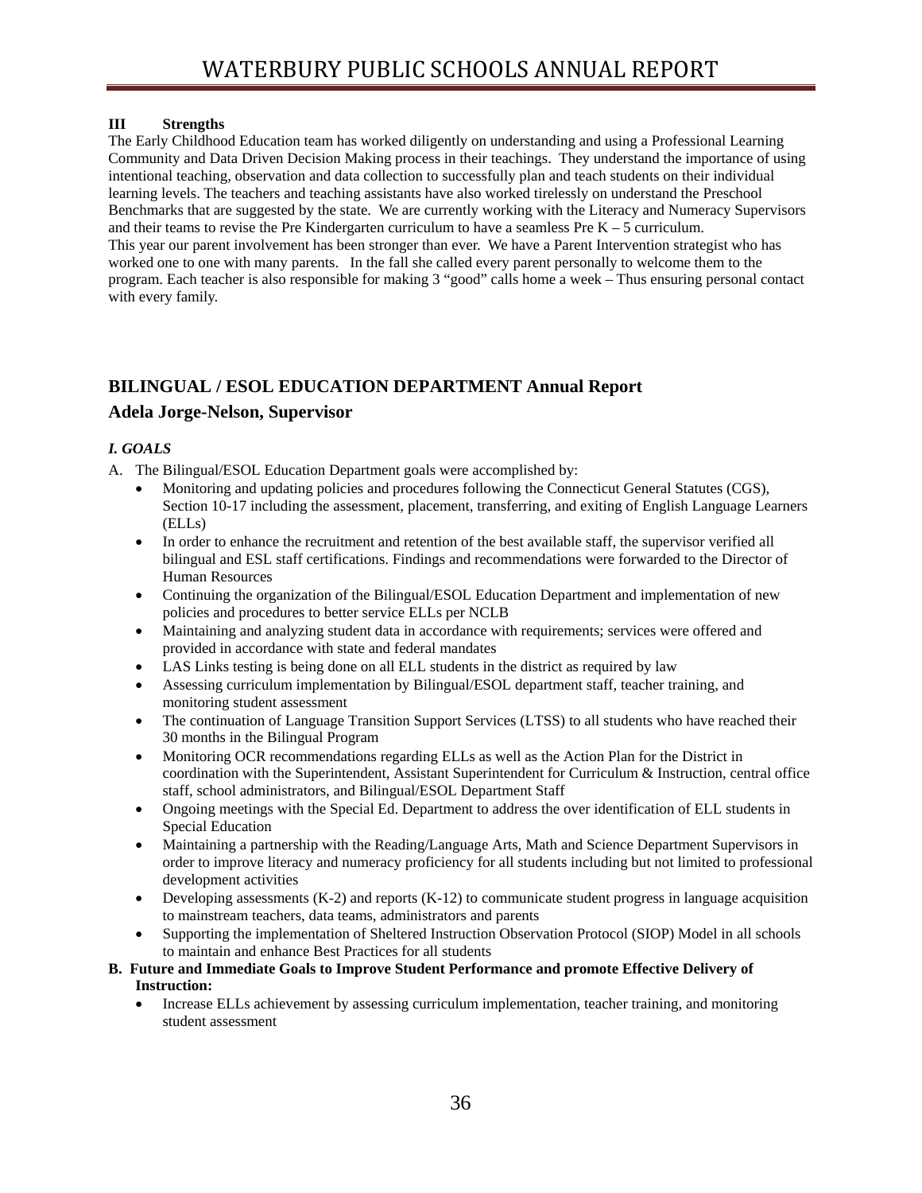**III Strengths**

The Early Childhood Education team has worked diligently on understanding and using a Professional Learning Community and Data Driven Decision Making process in their teachings. They understand the importance of using intentional teaching, observation and data collection to successfully plan and teach students on their individual learning levels. The teachers and teaching assistants have also worked tirelessly on understand the Preschool Benchmarks that are suggested by the state. We are currently working with the Literacy and Numeracy Supervisors and their teams to revise the Pre Kindergarten curriculum to have a seamless Pre K – 5 curriculum.

This year our parent involvement has been stronger than ever. We have a Parent Intervention strategist who has worked one to one with many parents. In the fall she called every parent personally to welcome them to the program. Each teacher is also responsible for making 3 "good" calls home a week – Thus ensuring personal contact with every family.

## BILINGUAL / ESOL EDUCATION DEPARTMENT Annual Report

### Adela Jorge-Nelson, Supervisor

***I. GOALS***

A. The Bilingual/ESOL Education Department goals were accomplished by:

- Monitoring and updating policies and procedures following the Connecticut General Statutes (CGS), Section 10-17 including the assessment, placement, transferring, and exiting of English Language Learners (ELLs)
- In order to enhance the recruitment and retention of the best available staff, the supervisor verified all bilingual and ESL staff certifications. Findings and recommendations were forwarded to the Director of Human Resources
- Continuing the organization of the Bilingual/ESOL Education Department and implementation of new policies and procedures to better service ELLs per NCLB
- Maintaining and analyzing student data in accordance with requirements; services were offered and provided in accordance with state and federal mandates
- LAS Links testing is being done on all ELL students in the district as required by law
- Assessing curriculum implementation by Bilingual/ESOL department staff, teacher training, and monitoring student assessment
- The continuation of Language Transition Support Services (LTSS) to all students who have reached their 30 months in the Bilingual Program
- Monitoring OCR recommendations regarding ELLs as well as the Action Plan for the District in coordination with the Superintendent, Assistant Superintendent for Curriculum & Instruction, central office staff, school administrators, and Bilingual/ESOL Department Staff
- Ongoing meetings with the Special Ed. Department to address the over identification of ELL students in Special Education
- Maintaining a partnership with the Reading/Language Arts, Math and Science Department Supervisors in order to improve literacy and numeracy proficiency for all students including but not limited to professional development activities
- Developing assessments (K-2) and reports (K-12) to communicate student progress in language acquisition to mainstream teachers, data teams, administrators and parents
- Supporting the implementation of Sheltered Instruction Observation Protocol (SIOP) Model in all schools to maintain and enhance Best Practices for all students

**B. Future and Immediate Goals to Improve Student Performance and promote Effective Delivery of Instruction:**

- Increase ELLs achievement by assessing curriculum implementation, teacher training, and monitoring student assessment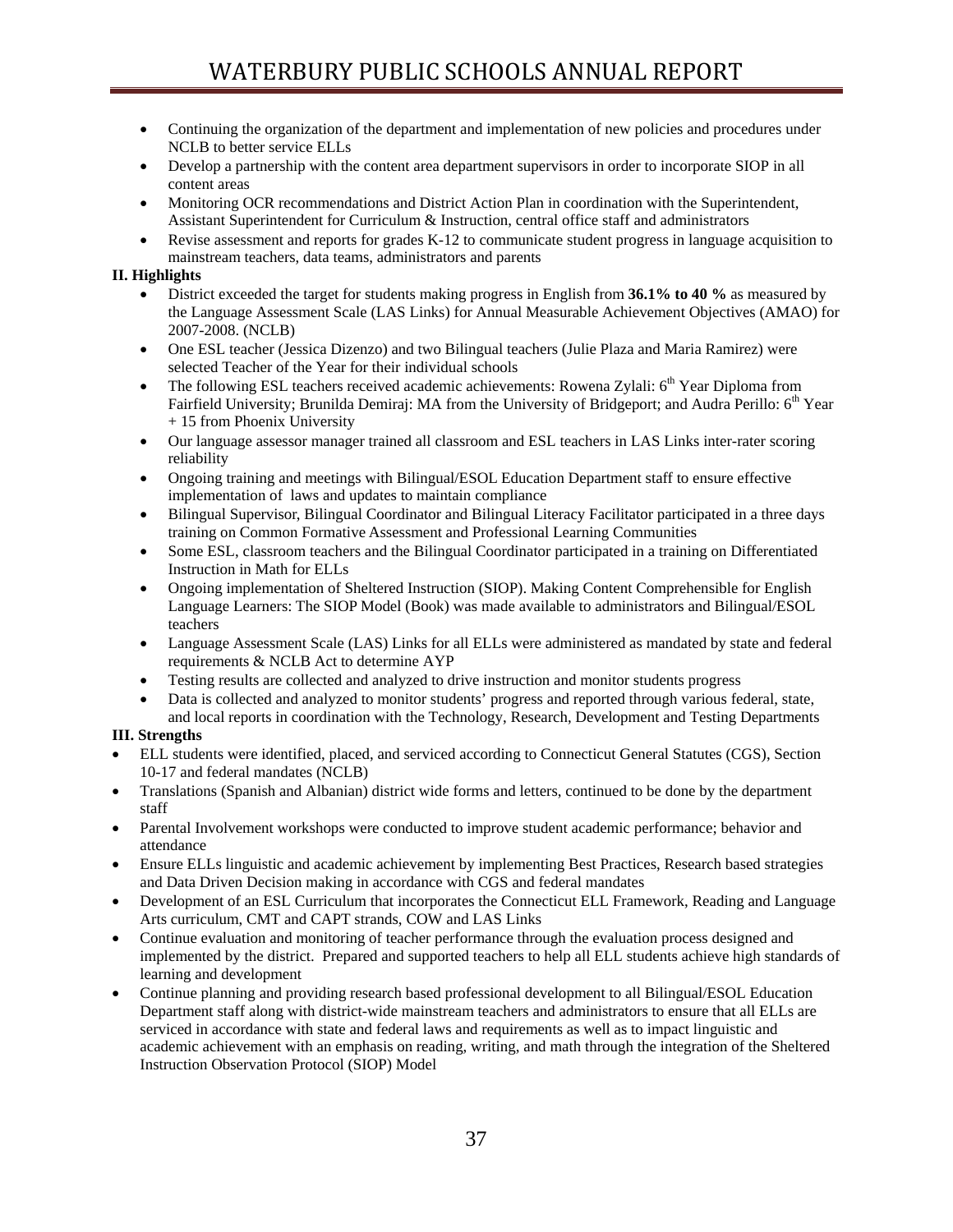- Continuing the organization of the department and implementation of new policies and procedures under NCLB to better service ELLs
- Develop a partnership with the content area department supervisors in order to incorporate SIOP in all content areas
- Monitoring OCR recommendations and District Action Plan in coordination with the Superintendent, Assistant Superintendent for Curriculum & Instruction, central office staff and administrators
- Revise assessment and reports for grades K-12 to communicate student progress in language acquisition to mainstream teachers, data teams, administrators and parents

**II. Highlights**

- District exceeded the target for students making progress in English from **36.1% to 40 %** as measured by the Language Assessment Scale (LAS Links) for Annual Measurable Achievement Objectives (AMAO) for 2007-2008. (NCLB)
- One ESL teacher (Jessica Dizenzo) and two Bilingual teachers (Julie Plaza and Maria Ramirez) were selected Teacher of the Year for their individual schools
- The following ESL teachers received academic achievements: Rowena Zylali: 6th Year Diploma from Fairfield University; Brunilda Demiraj: MA from the University of Bridgeport; and Audra Perillo: 6th Year + 15 from Phoenix University
- Our language assessor manager trained all classroom and ESL teachers in LAS Links inter-rater scoring reliability
- Ongoing training and meetings with Bilingual/ESOL Education Department staff to ensure effective implementation of laws and updates to maintain compliance
- Bilingual Supervisor, Bilingual Coordinator and Bilingual Literacy Facilitator participated in a three days training on Common Formative Assessment and Professional Learning Communities
- Some ESL, classroom teachers and the Bilingual Coordinator participated in a training on Differentiated Instruction in Math for ELLs
- Ongoing implementation of Sheltered Instruction (SIOP). Making Content Comprehensible for English Language Learners: The SIOP Model (Book) was made available to administrators and Bilingual/ESOL teachers
- Language Assessment Scale (LAS) Links for all ELLs were administered as mandated by state and federal requirements & NCLB Act to determine AYP
- Testing results are collected and analyzed to drive instruction and monitor students progress
- Data is collected and analyzed to monitor students' progress and reported through various federal, state, and local reports in coordination with the Technology, Research, Development and Testing Departments

**III. Strengths**

- ELL students were identified, placed, and serviced according to Connecticut General Statutes (CGS), Section 10-17 and federal mandates (NCLB)
- Translations (Spanish and Albanian) district wide forms and letters, continued to be done by the department staff
- Parental Involvement workshops were conducted to improve student academic performance; behavior and attendance
- Ensure ELLs linguistic and academic achievement by implementing Best Practices, Research based strategies and Data Driven Decision making in accordance with CGS and federal mandates
- Development of an ESL Curriculum that incorporates the Connecticut ELL Framework, Reading and Language Arts curriculum, CMT and CAPT strands, COW and LAS Links
- Continue evaluation and monitoring of teacher performance through the evaluation process designed and implemented by the district. Prepared and supported teachers to help all ELL students achieve high standards of learning and development
- Continue planning and providing research based professional development to all Bilingual/ESOL Education Department staff along with district-wide mainstream teachers and administrators to ensure that all ELLs are serviced in accordance with state and federal laws and requirements as well as to impact linguistic and academic achievement with an emphasis on reading, writing, and math through the integration of the Sheltered Instruction Observation Protocol (SIOP) Model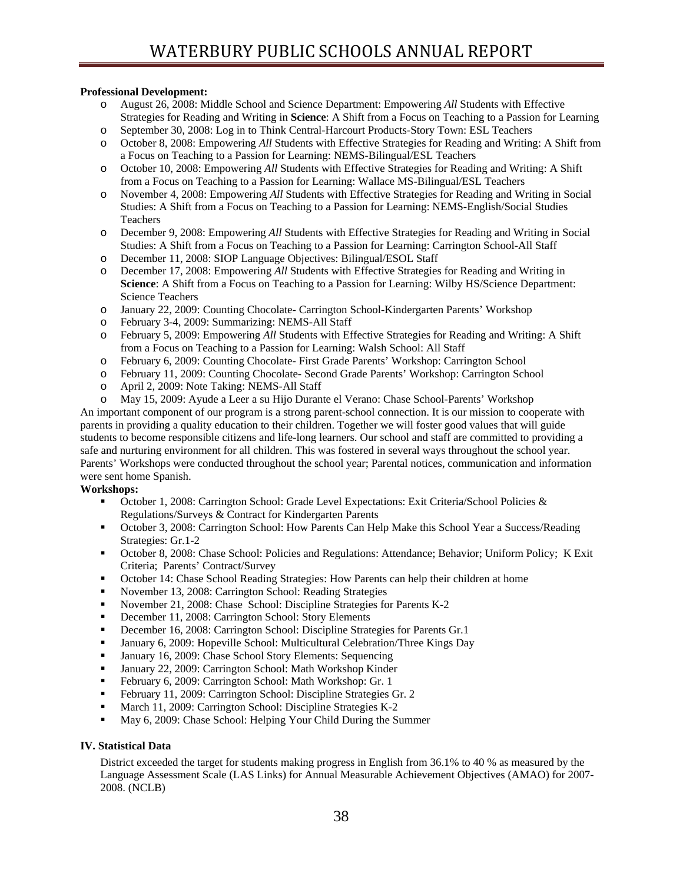**Professional Development:**

- August 26, 2008: Middle School and Science Department: Empowering *All* Students with Effective Strategies for Reading and Writing in **Science**: A Shift from a Focus on Teaching to a Passion for Learning
- September 30, 2008: Log in to Think Central-Harcourt Products-Story Town: ESL Teachers
- October 8, 2008: Empowering *All* Students with Effective Strategies for Reading and Writing: A Shift from a Focus on Teaching to a Passion for Learning: NEMS-Bilingual/ESL Teachers
- October 10, 2008: Empowering *All* Students with Effective Strategies for Reading and Writing: A Shift from a Focus on Teaching to a Passion for Learning: Wallace MS-Bilingual/ESL Teachers
- November 4, 2008: Empowering *All* Students with Effective Strategies for Reading and Writing in Social Studies: A Shift from a Focus on Teaching to a Passion for Learning: NEMS-English/Social Studies Teachers
- December 9, 2008: Empowering *All* Students with Effective Strategies for Reading and Writing in Social Studies: A Shift from a Focus on Teaching to a Passion for Learning: Carrington School-All Staff
- December 11, 2008: SIOP Language Objectives: Bilingual/ESOL Staff
- December 17, 2008: Empowering *All* Students with Effective Strategies for Reading and Writing in **Science**: A Shift from a Focus on Teaching to a Passion for Learning: Wilby HS/Science Department: Science Teachers
- January 22, 2009: Counting Chocolate- Carrington School-Kindergarten Parents' Workshop
- February 3-4, 2009: Summarizing: NEMS-All Staff
- February 5, 2009: Empowering *All* Students with Effective Strategies for Reading and Writing: A Shift from a Focus on Teaching to a Passion for Learning: Walsh School: All Staff
- February 6, 2009: Counting Chocolate- First Grade Parents' Workshop: Carrington School
- February 11, 2009: Counting Chocolate- Second Grade Parents' Workshop: Carrington School
- April 2, 2009: Note Taking: NEMS-All Staff
- May 15, 2009: Ayude a Leer a su Hijo Durante el Verano: Chase School-Parents' Workshop

An important component of our program is a strong parent-school connection. It is our mission to cooperate with parents in providing a quality education to their children. Together we will foster good values that will guide students to become responsible citizens and life-long learners. Our school and staff are committed to providing a safe and nurturing environment for all children. This was fostered in several ways throughout the school year. Parents' Workshops were conducted throughout the school year; Parental notices, communication and information were sent home Spanish.

**Workshops:**

- October 1, 2008: Carrington School: Grade Level Expectations: Exit Criteria/School Policies & Regulations/Surveys & Contract for Kindergarten Parents
- October 3, 2008: Carrington School: How Parents Can Help Make this School Year a Success/Reading Strategies: Gr.1-2
- October 8, 2008: Chase School: Policies and Regulations: Attendance; Behavior; Uniform Policy; K Exit Criteria; Parents' Contract/Survey
- October 14: Chase School Reading Strategies: How Parents can help their children at home
- November 13, 2008: Carrington School: Reading Strategies
- November 21, 2008: Chase School: Discipline Strategies for Parents K-2
- December 11, 2008: Carrington School: Story Elements
- December 16, 2008: Carrington School: Discipline Strategies for Parents Gr.1
- January 6, 2009: Hopeville School: Multicultural Celebration/Three Kings Day
- January 16, 2009: Chase School Story Elements: Sequencing
- January 22, 2009: Carrington School: Math Workshop Kinder
- February 6, 2009: Carrington School: Math Workshop: Gr. 1
- February 11, 2009: Carrington School: Discipline Strategies Gr. 2
- March 11, 2009: Carrington School: Discipline Strategies K-2
- May 6, 2009: Chase School: Helping Your Child During the Summer

**IV. Statistical Data**

District exceeded the target for students making progress in English from 36.1% to 40 % as measured by the Language Assessment Scale (LAS Links) for Annual Measurable Achievement Objectives (AMAO) for 2007-2008. (NCLB)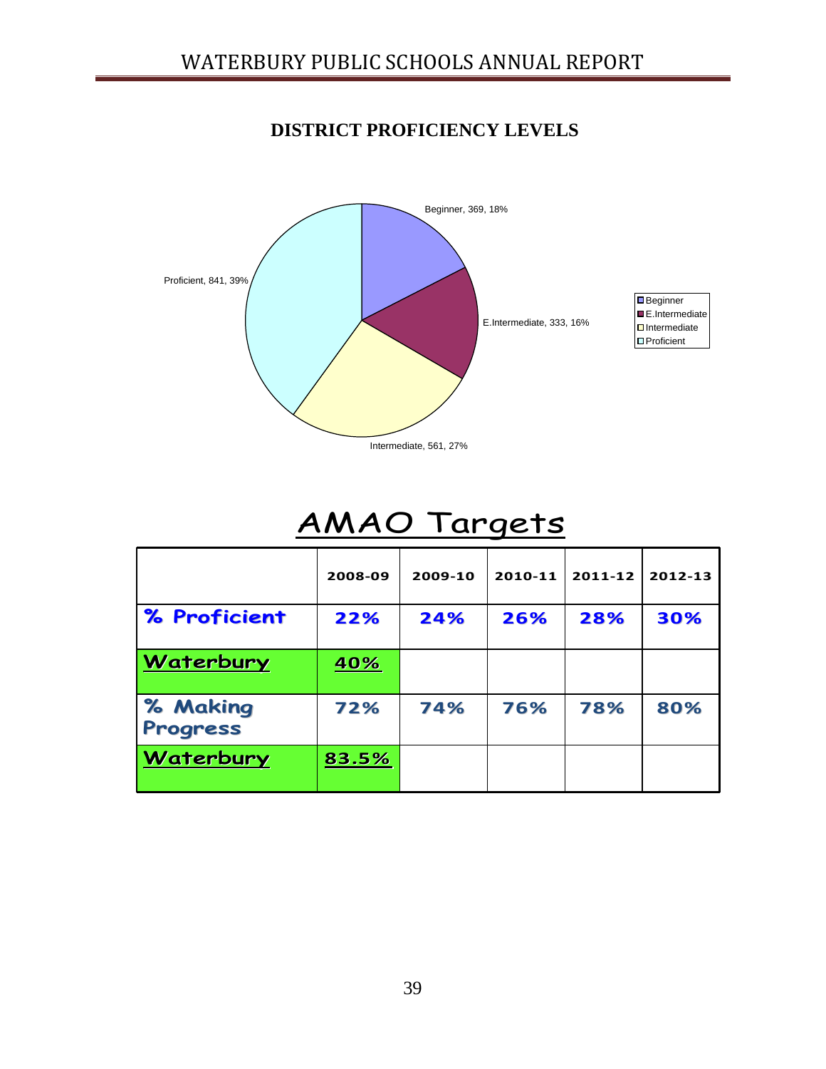## DISTRICT PROFICIENCY LEVELS

Beginner, 369, 18%

E.Intermediate, 333, 16%

Intermediate, 561, 27%

Proficient, 841, 39%

- Beginner
- E.Intermediate
- Intermediate
- Proficient

# AMAO Targets

| | 2008-09 | 2009-10 | 2010-11 | 2011-12 | 2012-13 |
|---|---|---|---|---|---|
| % Proficient | 22% | 24% | 26% | 28% | 30% |
| Waterbury | 40% | | | | |
| % Making Progress | 72% | 74% | 76% | 78% | 80% |
| Waterbury | 83.5% | | | | |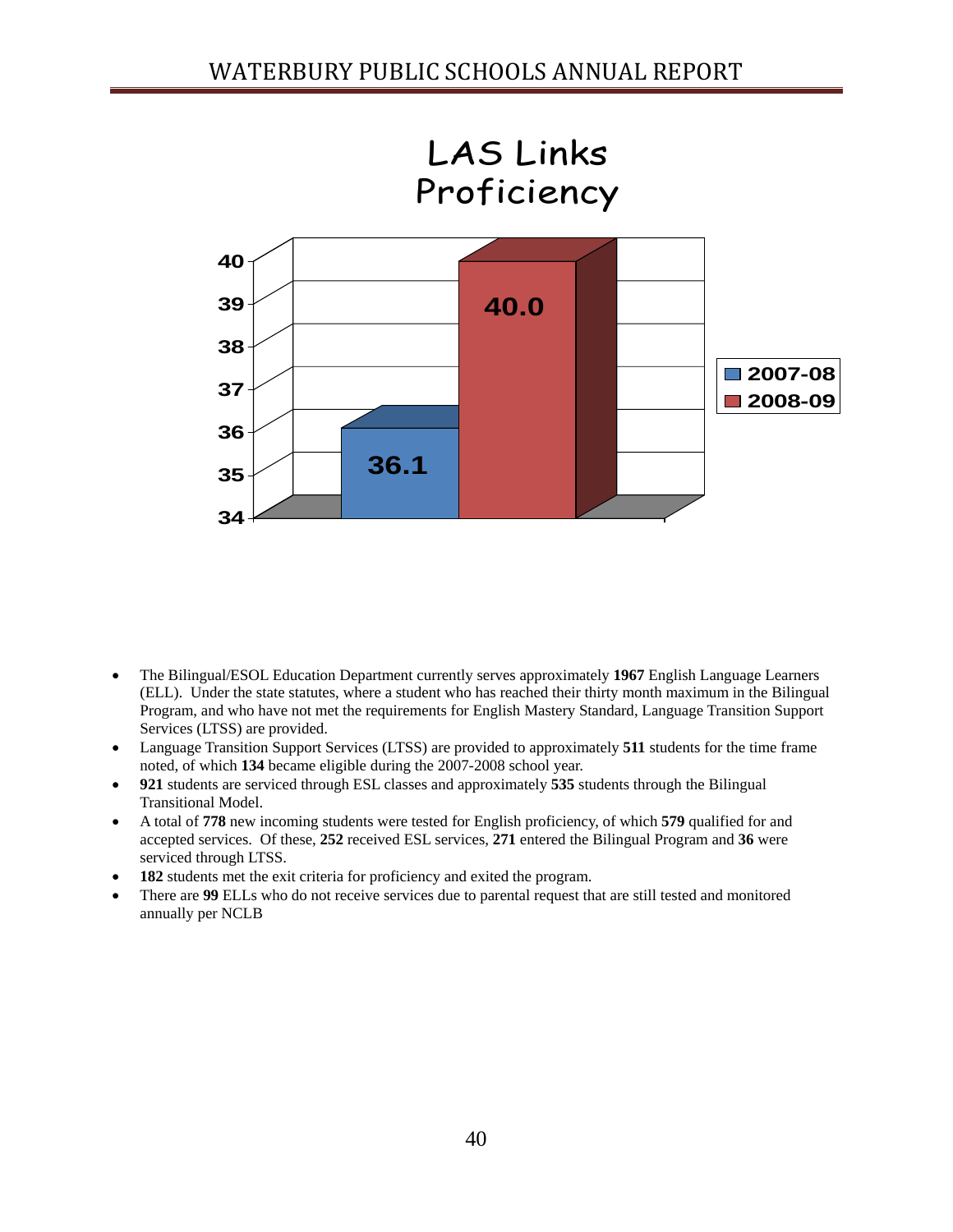LAS Links Proficiency

40
39
38
37
36
35
34

36.1
40.0

2007-08
2008-09

- The Bilingual/ESOL Education Department currently serves approximately **1967** English Language Learners (ELL). Under the state statutes, where a student who has reached their thirty month maximum in the Bilingual Program, and who have not met the requirements for English Mastery Standard, Language Transition Support Services (LTSS) are provided.
- Language Transition Support Services (LTSS) are provided to approximately **511** students for the time frame noted, of which **134** became eligible during the 2007-2008 school year.
- **921** students are serviced through ESL classes and approximately **535** students through the Bilingual Transitional Model.
- A total of **778** new incoming students were tested for English proficiency, of which **579** qualified for and accepted services. Of these, **252** received ESL services, **271** entered the Bilingual Program and **36** were serviced through LTSS.
- **182** students met the exit criteria for proficiency and exited the program.
- There are **99** ELLs who do not receive services due to parental request that are still tested and monitored annually per NCLB